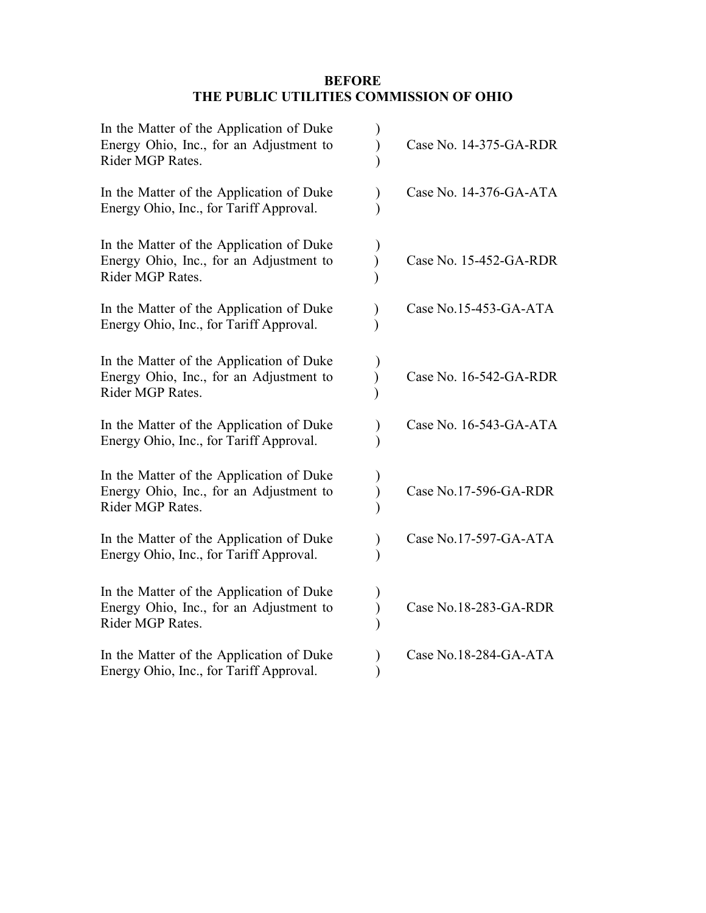**BEFORE**
**THE PUBLIC UTILITIES COMMISSION OF OHIO**

| | | |
|---|---|---|
| In the Matter of the Application of Duke Energy Ohio, Inc., for an Adjustment to Rider MGP Rates. | ) ) ) | Case No. 14-375-GA-RDR |
| In the Matter of the Application of Duke Energy Ohio, Inc., for Tariff Approval. | ) ) | Case No. 14-376-GA-ATA |
| In the Matter of the Application of Duke Energy Ohio, Inc., for an Adjustment to Rider MGP Rates. | ) ) ) | Case No. 15-452-GA-RDR |
| In the Matter of the Application of Duke Energy Ohio, Inc., for Tariff Approval. | ) ) | Case No.15-453-GA-ATA |
| In the Matter of the Application of Duke Energy Ohio, Inc., for an Adjustment to Rider MGP Rates. | ) ) ) | Case No. 16-542-GA-RDR |
| In the Matter of the Application of Duke Energy Ohio, Inc., for Tariff Approval. | ) ) | Case No. 16-543-GA-ATA |
| In the Matter of the Application of Duke Energy Ohio, Inc., for an Adjustment to Rider MGP Rates. | ) ) ) | Case No.17-596-GA-RDR |
| In the Matter of the Application of Duke Energy Ohio, Inc., for Tariff Approval. | ) ) | Case No.17-597-GA-ATA |
| In the Matter of the Application of Duke Energy Ohio, Inc., for an Adjustment to Rider MGP Rates. | ) ) ) | Case No.18-283-GA-RDR |
| In the Matter of the Application of Duke Energy Ohio, Inc., for Tariff Approval. | ) ) | Case No.18-284-GA-ATA |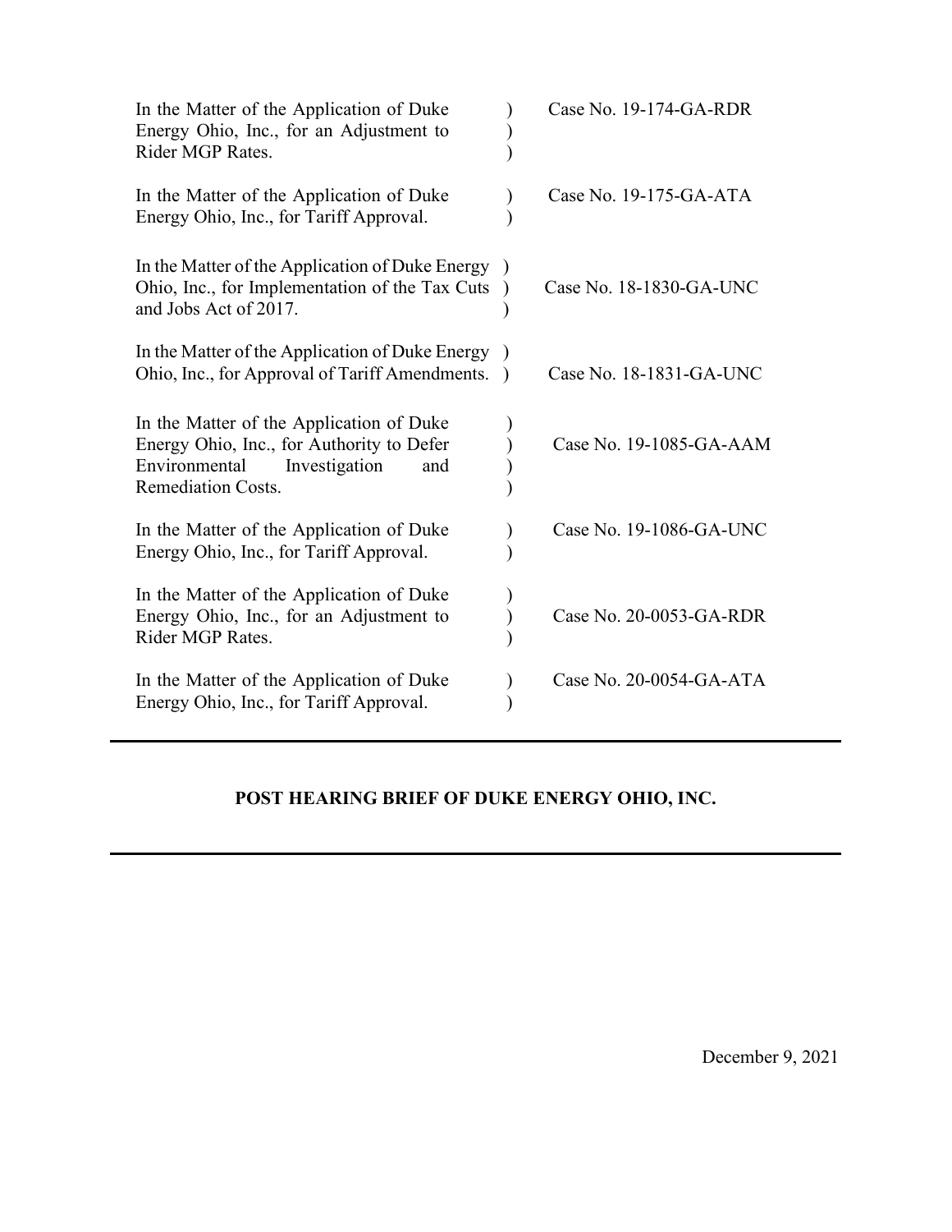| | | |
|---|---|---|
| In the Matter of the Application of Duke Energy Ohio, Inc., for an Adjustment to Rider MGP Rates. | ) ) ) | Case No. 19-174-GA-RDR |
| In the Matter of the Application of Duke Energy Ohio, Inc., for Tariff Approval. | ) ) | Case No. 19-175-GA-ATA |
| In the Matter of the Application of Duke Energy Ohio, Inc., for Implementation of the Tax Cuts and Jobs Act of 2017. | ) ) ) | Case No. 18-1830-GA-UNC |
| In the Matter of the Application of Duke Energy Ohio, Inc., for Approval of Tariff Amendments. | ) ) | Case No. 18-1831-GA-UNC |
| In the Matter of the Application of Duke Energy Ohio, Inc., for Authority to Defer Environmental Investigation and Remediation Costs. | ) ) ) ) | Case No. 19-1085-GA-AAM |
| In the Matter of the Application of Duke Energy Ohio, Inc., for Tariff Approval. | ) ) | Case No. 19-1086-GA-UNC |
| In the Matter of the Application of Duke Energy Ohio, Inc., for an Adjustment to Rider MGP Rates. | ) ) ) | Case No. 20-0053-GA-RDR |
| In the Matter of the Application of Duke Energy Ohio, Inc., for Tariff Approval. | ) ) | Case No. 20-0054-GA-ATA |

---

**POST HEARING BRIEF OF DUKE ENERGY OHIO, INC.**

---

December 9, 2021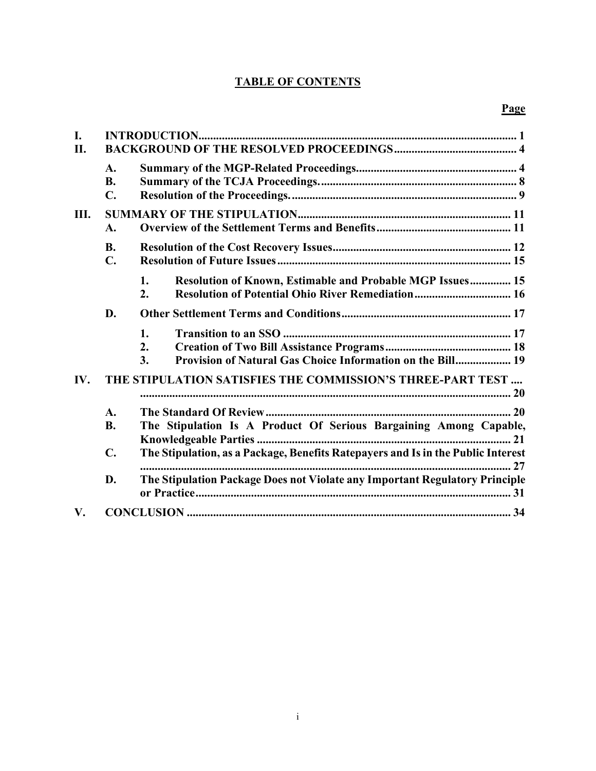## TABLE OF CONTENTS

**Page**

**I. INTRODUCTION** .......... 1

**II. BACKGROUND OF THE RESOLVED PROCEEDINGS** .......... 4

- **A. Summary of the MGP-Related Proceedings** .......... 4
- **B. Summary of the TCJA Proceedings.** .......... 8
- **C. Resolution of the Proceedings.** .......... 9

**III. SUMMARY OF THE STIPULATION** .......... 11

- **A. Overview of the Settlement Terms and Benefits** .......... 11
- **B. Resolution of the Cost Recovery Issues** .......... 12
- **C. Resolution of Future Issues** .......... 15
  - **1. Resolution of Known, Estimable and Probable MGP Issues** .......... 15
  - **2. Resolution of Potential Ohio River Remediation** .......... 16
- **D. Other Settlement Terms and Conditions** .......... 17
  - **1. Transition to an SSO** .......... 17
  - **2. Creation of Two Bill Assistance Programs** .......... 18
  - **3. Provision of Natural Gas Choice Information on the Bill** .......... 19

**IV. THE STIPULATION SATISFIES THE COMMISSION'S THREE-PART TEST** .......... 20

- **A. The Standard Of Review** .......... 20
- **B. The Stipulation Is A Product Of Serious Bargaining Among Capable, Knowledgeable Parties** .......... 21
- **C. The Stipulation, as a Package, Benefits Ratepayers and Is in the Public Interest** .......... 27
- **D. The Stipulation Package Does not Violate any Important Regulatory Principle or Practice** .......... 31

**V. CONCLUSION** .......... 34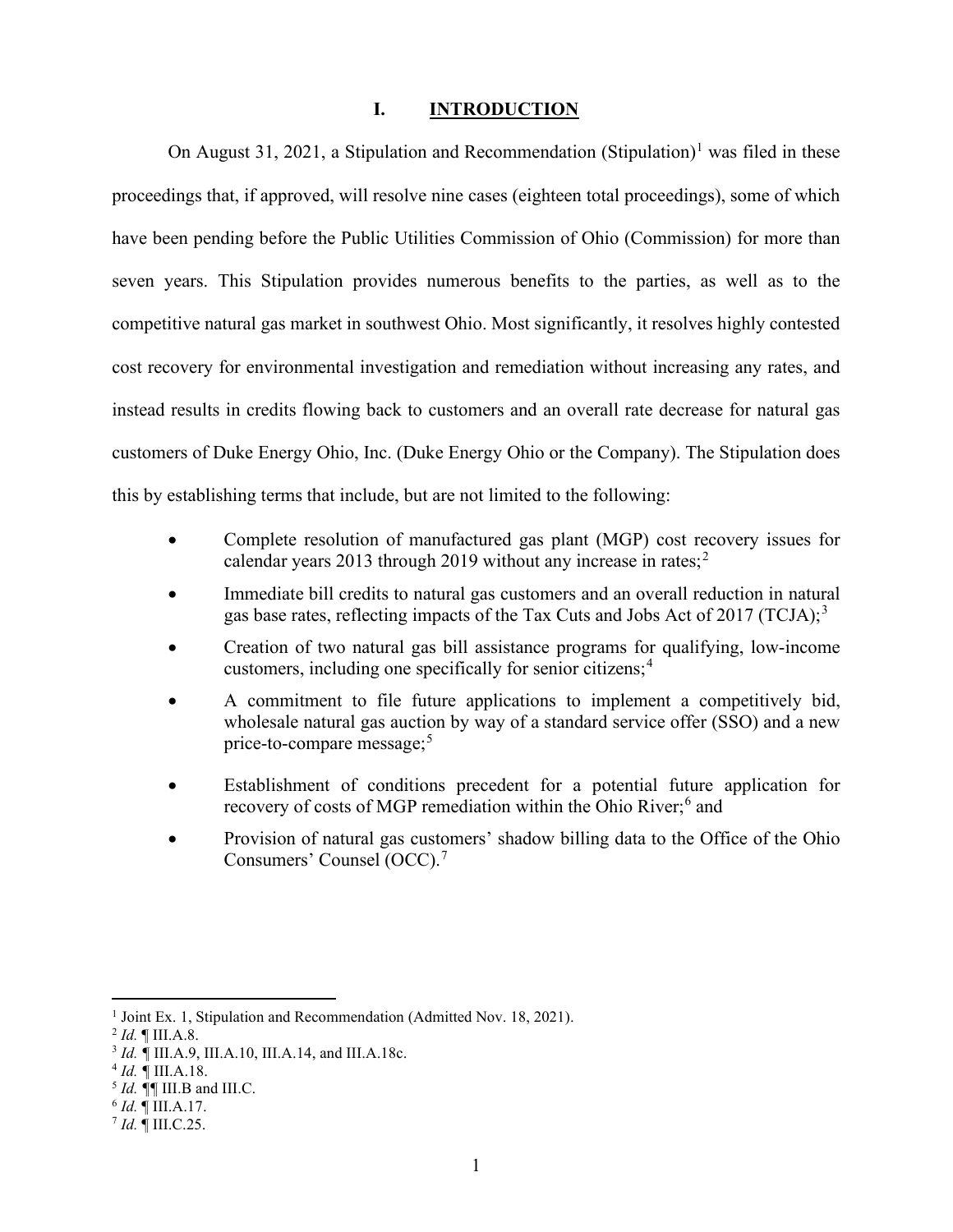## I. INTRODUCTION

On August 31, 2021, a Stipulation and Recommendation (Stipulation)[1] was filed in these proceedings that, if approved, will resolve nine cases (eighteen total proceedings), some of which have been pending before the Public Utilities Commission of Ohio (Commission) for more than seven years. This Stipulation provides numerous benefits to the parties, as well as to the competitive natural gas market in southwest Ohio. Most significantly, it resolves highly contested cost recovery for environmental investigation and remediation without increasing any rates, and instead results in credits flowing back to customers and an overall rate decrease for natural gas customers of Duke Energy Ohio, Inc. (Duke Energy Ohio or the Company). The Stipulation does this by establishing terms that include, but are not limited to the following:

- Complete resolution of manufactured gas plant (MGP) cost recovery issues for calendar years 2013 through 2019 without any increase in rates;[2]
- Immediate bill credits to natural gas customers and an overall reduction in natural gas base rates, reflecting impacts of the Tax Cuts and Jobs Act of 2017 (TCJA);[3]
- Creation of two natural gas bill assistance programs for qualifying, low-income customers, including one specifically for senior citizens;[4]
- A commitment to file future applications to implement a competitively bid, wholesale natural gas auction by way of a standard service offer (SSO) and a new price-to-compare message;[5]
- Establishment of conditions precedent for a potential future application for recovery of costs of MGP remediation within the Ohio River;[6] and
- Provision of natural gas customers' shadow billing data to the Office of the Ohio Consumers' Counsel (OCC).[7]

---

[1] Joint Ex. 1, Stipulation and Recommendation (Admitted Nov. 18, 2021).

[2] *Id.* ¶ III.A.8.

[3] *Id.* ¶ III.A.9, III.A.10, III.A.14, and III.A.18c.

[4] *Id.* ¶ III.A.18.

[5] *Id.* ¶¶ III.B and III.C.

[6] *Id.* ¶ III.A.17.

[7] *Id.* ¶ III.C.25.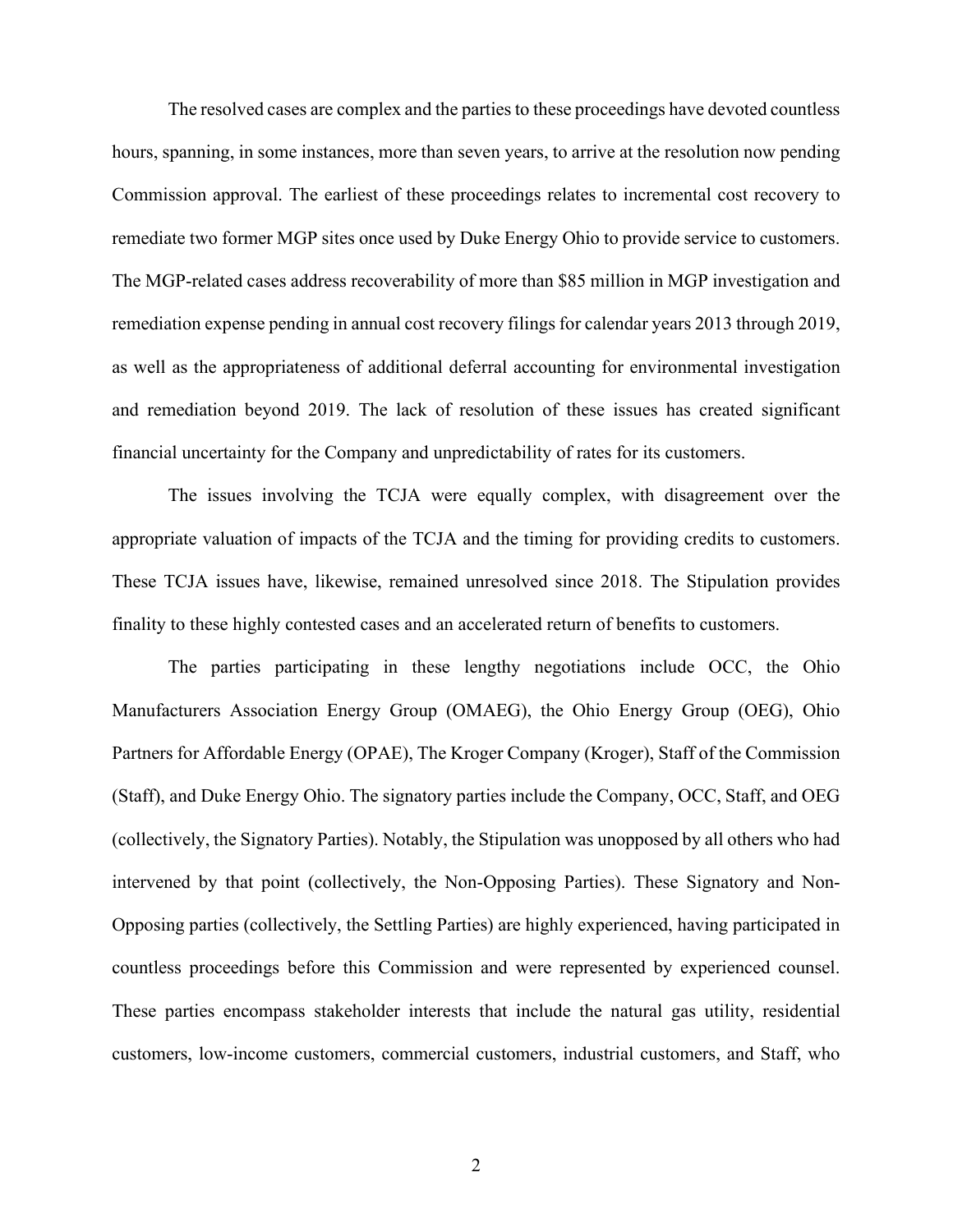The resolved cases are complex and the parties to these proceedings have devoted countless hours, spanning, in some instances, more than seven years, to arrive at the resolution now pending Commission approval. The earliest of these proceedings relates to incremental cost recovery to remediate two former MGP sites once used by Duke Energy Ohio to provide service to customers. The MGP-related cases address recoverability of more than $85 million in MGP investigation and remediation expense pending in annual cost recovery filings for calendar years 2013 through 2019, as well as the appropriateness of additional deferral accounting for environmental investigation and remediation beyond 2019. The lack of resolution of these issues has created significant financial uncertainty for the Company and unpredictability of rates for its customers.

The issues involving the TCJA were equally complex, with disagreement over the appropriate valuation of impacts of the TCJA and the timing for providing credits to customers. These TCJA issues have, likewise, remained unresolved since 2018. The Stipulation provides finality to these highly contested cases and an accelerated return of benefits to customers.

The parties participating in these lengthy negotiations include OCC, the Ohio Manufacturers Association Energy Group (OMAEG), the Ohio Energy Group (OEG), Ohio Partners for Affordable Energy (OPAE), The Kroger Company (Kroger), Staff of the Commission (Staff), and Duke Energy Ohio. The signatory parties include the Company, OCC, Staff, and OEG (collectively, the Signatory Parties). Notably, the Stipulation was unopposed by all others who had intervened by that point (collectively, the Non-Opposing Parties). These Signatory and Non-Opposing parties (collectively, the Settling Parties) are highly experienced, having participated in countless proceedings before this Commission and were represented by experienced counsel. These parties encompass stakeholder interests that include the natural gas utility, residential customers, low-income customers, commercial customers, industrial customers, and Staff, who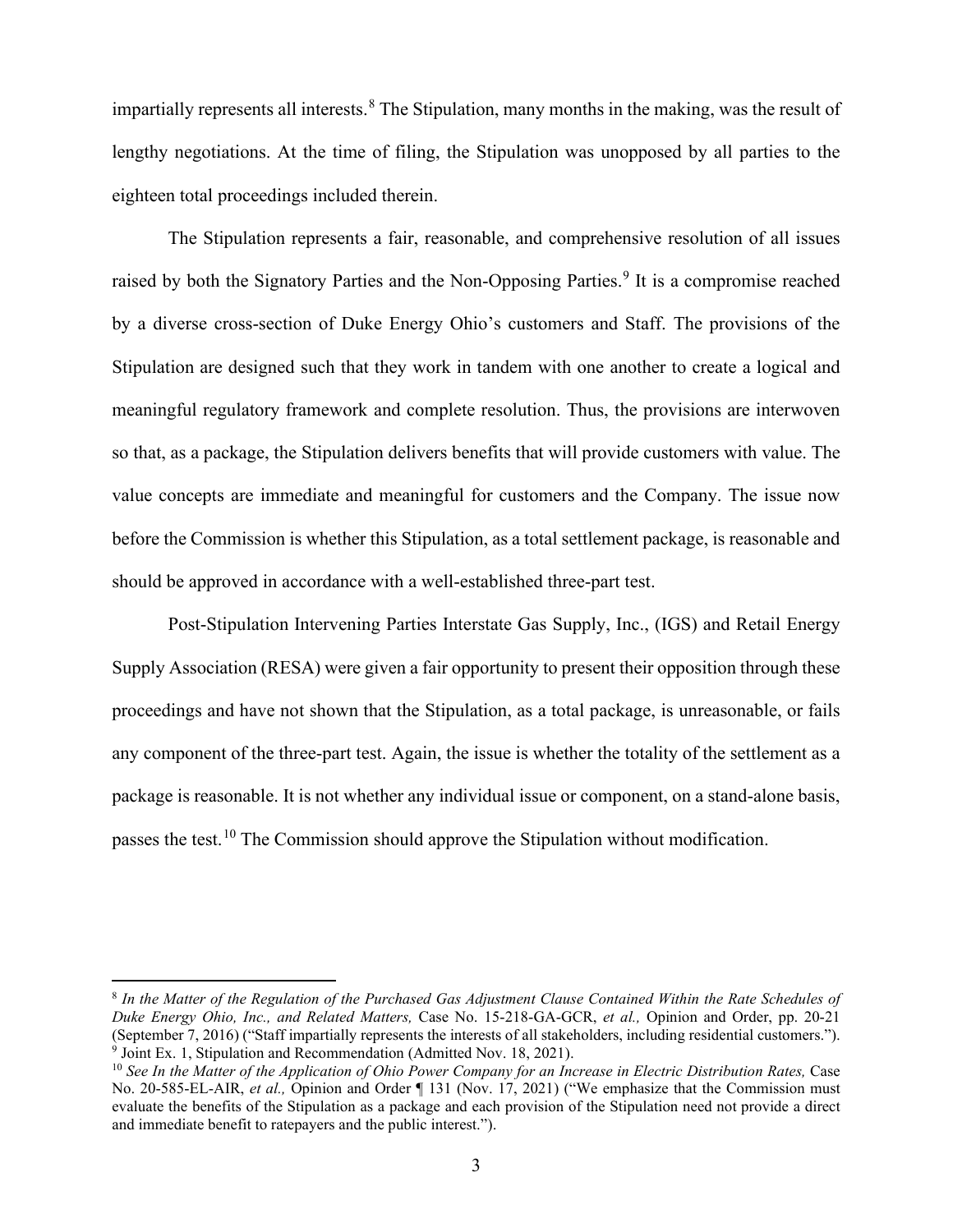impartially represents all interests.[8] The Stipulation, many months in the making, was the result of lengthy negotiations. At the time of filing, the Stipulation was unopposed by all parties to the eighteen total proceedings included therein.

The Stipulation represents a fair, reasonable, and comprehensive resolution of all issues raised by both the Signatory Parties and the Non-Opposing Parties.[9] It is a compromise reached by a diverse cross-section of Duke Energy Ohio's customers and Staff. The provisions of the Stipulation are designed such that they work in tandem with one another to create a logical and meaningful regulatory framework and complete resolution. Thus, the provisions are interwoven so that, as a package, the Stipulation delivers benefits that will provide customers with value. The value concepts are immediate and meaningful for customers and the Company. The issue now before the Commission is whether this Stipulation, as a total settlement package, is reasonable and should be approved in accordance with a well-established three-part test.

Post-Stipulation Intervening Parties Interstate Gas Supply, Inc., (IGS) and Retail Energy Supply Association (RESA) were given a fair opportunity to present their opposition through these proceedings and have not shown that the Stipulation, as a total package, is unreasonable, or fails any component of the three-part test. Again, the issue is whether the totality of the settlement as a package is reasonable. It is not whether any individual issue or component, on a stand-alone basis, passes the test.[10] The Commission should approve the Stipulation without modification.

---

[8] *In the Matter of the Regulation of the Purchased Gas Adjustment Clause Contained Within the Rate Schedules of Duke Energy Ohio, Inc., and Related Matters,* Case No. 15-218-GA-GCR, *et al.,* Opinion and Order, pp. 20-21 (September 7, 2016) ("Staff impartially represents the interests of all stakeholders, including residential customers.").

[9] Joint Ex. 1, Stipulation and Recommendation (Admitted Nov. 18, 2021).

[10] *See In the Matter of the Application of Ohio Power Company for an Increase in Electric Distribution Rates,* Case No. 20-585-EL-AIR, *et al.,* Opinion and Order ¶ 131 (Nov. 17, 2021) ("We emphasize that the Commission must evaluate the benefits of the Stipulation as a package and each provision of the Stipulation need not provide a direct and immediate benefit to ratepayers and the public interest.").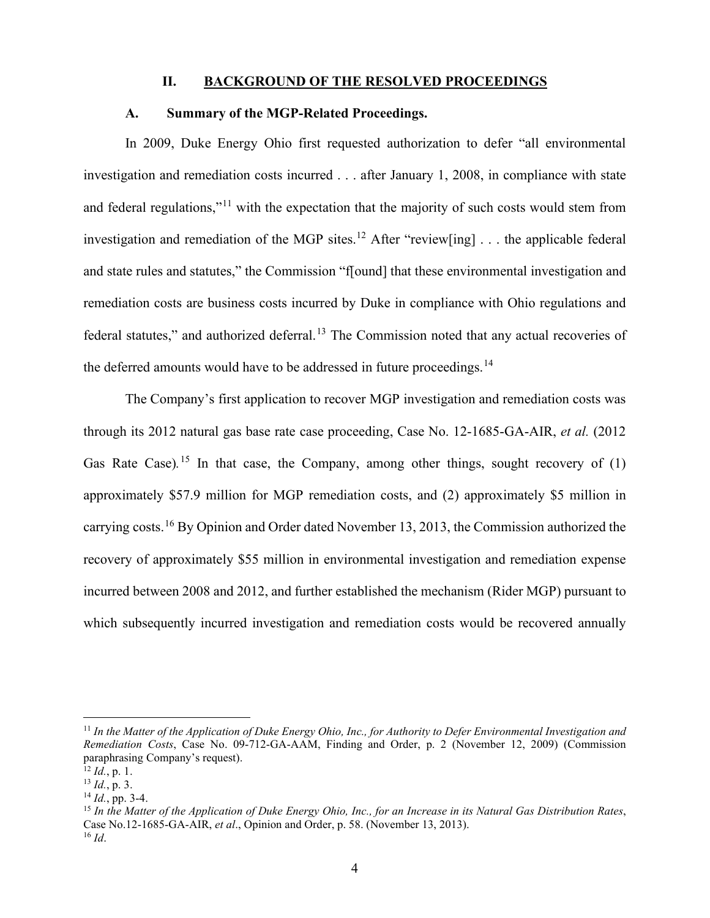## II. BACKGROUND OF THE RESOLVED PROCEEDINGS

### A. Summary of the MGP-Related Proceedings.

In 2009, Duke Energy Ohio first requested authorization to defer "all environmental investigation and remediation costs incurred . . . after January 1, 2008, in compliance with state and federal regulations,"[11] with the expectation that the majority of such costs would stem from investigation and remediation of the MGP sites.[12] After "review[ing] . . . the applicable federal and state rules and statutes," the Commission "f[ound] that these environmental investigation and remediation costs are business costs incurred by Duke in compliance with Ohio regulations and federal statutes," and authorized deferral.[13] The Commission noted that any actual recoveries of the deferred amounts would have to be addressed in future proceedings.[14]

The Company's first application to recover MGP investigation and remediation costs was through its 2012 natural gas base rate case proceeding, Case No. 12-1685-GA-AIR, *et al.* (2012 Gas Rate Case).[15] In that case, the Company, among other things, sought recovery of (1) approximately $57.9 million for MGP remediation costs, and (2) approximately $5 million in carrying costs.[16] By Opinion and Order dated November 13, 2013, the Commission authorized the recovery of approximately $55 million in environmental investigation and remediation expense incurred between 2008 and 2012, and further established the mechanism (Rider MGP) pursuant to which subsequently incurred investigation and remediation costs would be recovered annually

---

[11] *In the Matter of the Application of Duke Energy Ohio, Inc., for Authority to Defer Environmental Investigation and Remediation Costs*, Case No. 09-712-GA-AAM, Finding and Order, p. 2 (November 12, 2009) (Commission paraphrasing Company's request).

[12] *Id.*, p. 1.

[13] *Id.*, p. 3.

[14] *Id.*, pp. 3-4.

[15] *In the Matter of the Application of Duke Energy Ohio, Inc., for an Increase in its Natural Gas Distribution Rates*, Case No.12-1685-GA-AIR, *et al*., Opinion and Order, p. 58. (November 13, 2013).

[16] *Id*.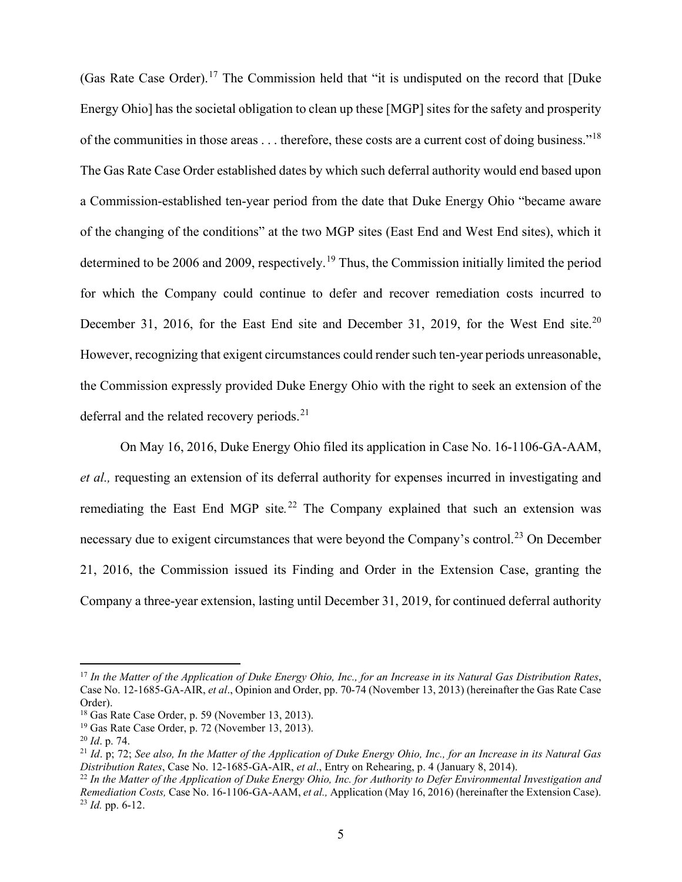(Gas Rate Case Order).[17] The Commission held that "it is undisputed on the record that [Duke Energy Ohio] has the societal obligation to clean up these [MGP] sites for the safety and prosperity of the communities in those areas . . . therefore, these costs are a current cost of doing business."[18] The Gas Rate Case Order established dates by which such deferral authority would end based upon a Commission-established ten-year period from the date that Duke Energy Ohio "became aware of the changing of the conditions" at the two MGP sites (East End and West End sites), which it determined to be 2006 and 2009, respectively.[19] Thus, the Commission initially limited the period for which the Company could continue to defer and recover remediation costs incurred to December 31, 2016, for the East End site and December 31, 2019, for the West End site.[20] However, recognizing that exigent circumstances could render such ten-year periods unreasonable, the Commission expressly provided Duke Energy Ohio with the right to seek an extension of the deferral and the related recovery periods.[21]

On May 16, 2016, Duke Energy Ohio filed its application in Case No. 16-1106-GA-AAM, *et al.,* requesting an extension of its deferral authority for expenses incurred in investigating and remediating the East End MGP site.[22] The Company explained that such an extension was necessary due to exigent circumstances that were beyond the Company's control.[23] On December 21, 2016, the Commission issued its Finding and Order in the Extension Case, granting the Company a three-year extension, lasting until December 31, 2019, for continued deferral authority

---

[17] *In the Matter of the Application of Duke Energy Ohio, Inc., for an Increase in its Natural Gas Distribution Rates*, Case No. 12-1685-GA-AIR, *et al*., Opinion and Order, pp. 70-74 (November 13, 2013) (hereinafter the Gas Rate Case Order).

[18] Gas Rate Case Order, p. 59 (November 13, 2013).

[19] Gas Rate Case Order, p. 72 (November 13, 2013).

[20] *Id*. p. 74.

[21] *Id*. p; 72; *See also, In the Matter of the Application of Duke Energy Ohio, Inc., for an Increase in its Natural Gas Distribution Rates*, Case No. 12-1685-GA-AIR, *et al*., Entry on Rehearing, p. 4 (January 8, 2014).

[22] *In the Matter of the Application of Duke Energy Ohio, Inc. for Authority to Defer Environmental Investigation and Remediation Costs,* Case No. 16-1106-GA-AAM, *et al.,* Application (May 16, 2016) (hereinafter the Extension Case).

[23] *Id.* pp. 6-12.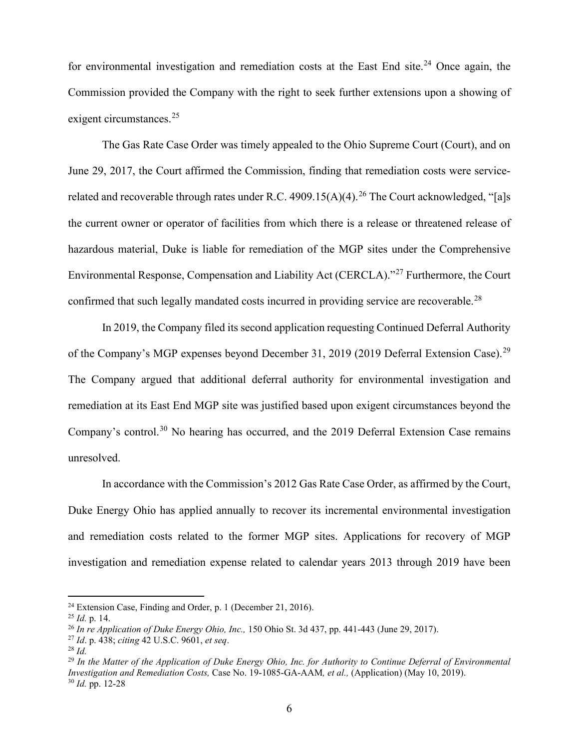for environmental investigation and remediation costs at the East End site.[24] Once again, the Commission provided the Company with the right to seek further extensions upon a showing of exigent circumstances.[25]

The Gas Rate Case Order was timely appealed to the Ohio Supreme Court (Court), and on June 29, 2017, the Court affirmed the Commission, finding that remediation costs were service-related and recoverable through rates under R.C. 4909.15(A)(4).[26] The Court acknowledged, "[a]s the current owner or operator of facilities from which there is a release or threatened release of hazardous material, Duke is liable for remediation of the MGP sites under the Comprehensive Environmental Response, Compensation and Liability Act (CERCLA)."[27] Furthermore, the Court confirmed that such legally mandated costs incurred in providing service are recoverable.[28]

In 2019, the Company filed its second application requesting Continued Deferral Authority of the Company's MGP expenses beyond December 31, 2019 (2019 Deferral Extension Case).[29] The Company argued that additional deferral authority for environmental investigation and remediation at its East End MGP site was justified based upon exigent circumstances beyond the Company's control.[30] No hearing has occurred, and the 2019 Deferral Extension Case remains unresolved.

In accordance with the Commission's 2012 Gas Rate Case Order, as affirmed by the Court, Duke Energy Ohio has applied annually to recover its incremental environmental investigation and remediation costs related to the former MGP sites. Applications for recovery of MGP investigation and remediation expense related to calendar years 2013 through 2019 have been

---

[24] Extension Case, Finding and Order, p. 1 (December 21, 2016).

[25] *Id.* p. 14.

[26] *In re Application of Duke Energy Ohio, Inc.,* 150 Ohio St. 3d 437, pp. 441-443 (June 29, 2017).

[27] *Id*. p. 438; *citing* 42 U.S.C. 9601, *et seq*.

[28] *Id.*

[29] *In the Matter of the Application of Duke Energy Ohio, Inc. for Authority to Continue Deferral of Environmental Investigation and Remediation Costs,* Case No. 19-1085-GA-AAM*, et al.,* (Application) (May 10, 2019).

[30] *Id.* pp. 12-28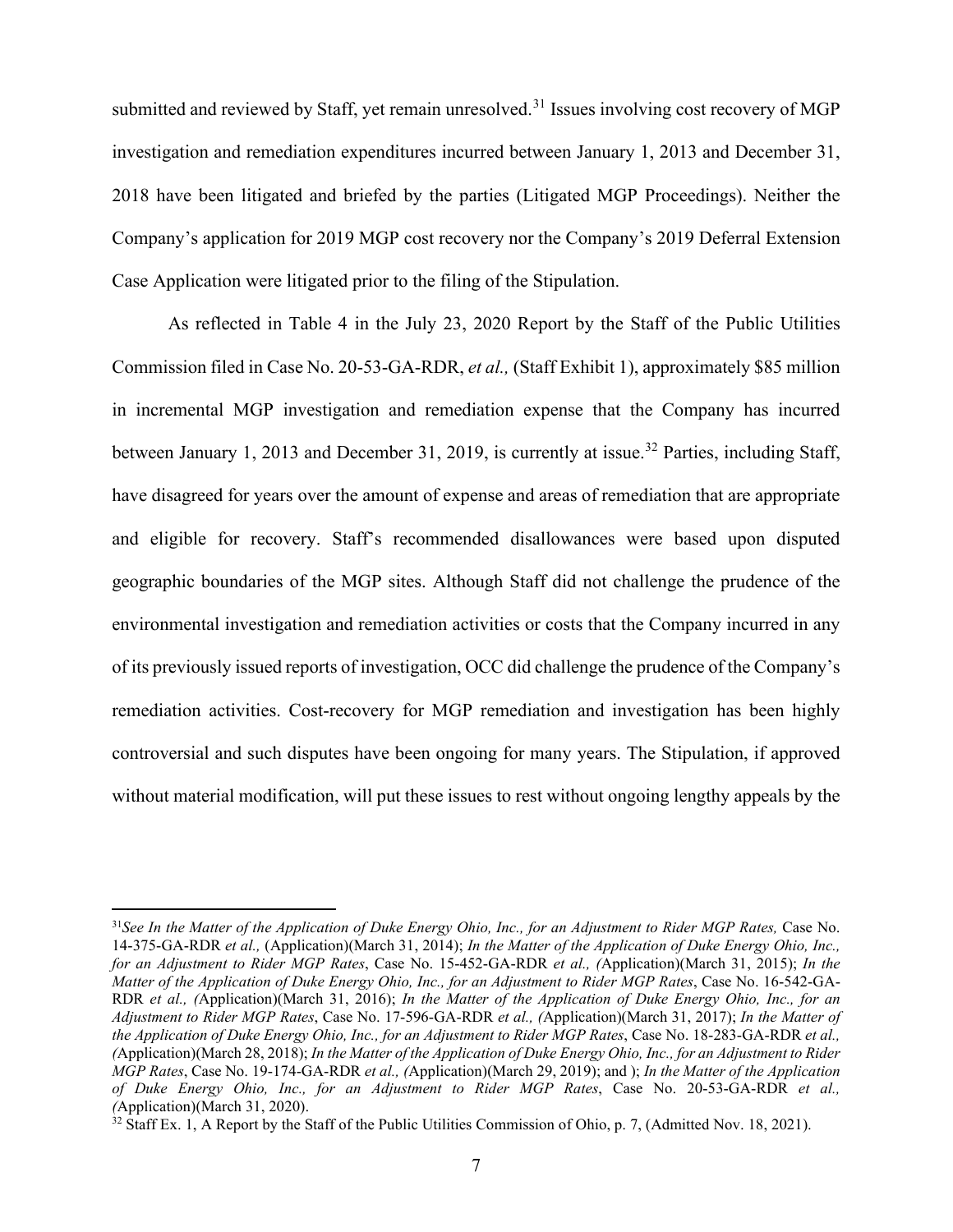submitted and reviewed by Staff, yet remain unresolved.[31] Issues involving cost recovery of MGP investigation and remediation expenditures incurred between January 1, 2013 and December 31, 2018 have been litigated and briefed by the parties (Litigated MGP Proceedings). Neither the Company's application for 2019 MGP cost recovery nor the Company's 2019 Deferral Extension Case Application were litigated prior to the filing of the Stipulation.

As reflected in Table 4 in the July 23, 2020 Report by the Staff of the Public Utilities Commission filed in Case No. 20-53-GA-RDR, *et al.,* (Staff Exhibit 1), approximately $85 million in incremental MGP investigation and remediation expense that the Company has incurred between January 1, 2013 and December 31, 2019, is currently at issue.[32] Parties, including Staff, have disagreed for years over the amount of expense and areas of remediation that are appropriate and eligible for recovery. Staff's recommended disallowances were based upon disputed geographic boundaries of the MGP sites. Although Staff did not challenge the prudence of the environmental investigation and remediation activities or costs that the Company incurred in any of its previously issued reports of investigation, OCC did challenge the prudence of the Company's remediation activities. Cost-recovery for MGP remediation and investigation has been highly controversial and such disputes have been ongoing for many years. The Stipulation, if approved without material modification, will put these issues to rest without ongoing lengthy appeals by the

---

[31] *See In the Matter of the Application of Duke Energy Ohio, Inc., for an Adjustment to Rider MGP Rates,* Case No. 14-375-GA-RDR *et al.,* (Application)(March 31, 2014); *In the Matter of the Application of Duke Energy Ohio, Inc., for an Adjustment to Rider MGP Rates*, Case No. 15-452-GA-RDR *et al., (*Application)(March 31, 2015); *In the Matter of the Application of Duke Energy Ohio, Inc., for an Adjustment to Rider MGP Rates*, Case No. 16-542-GA-RDR *et al., (*Application)(March 31, 2016); *In the Matter of the Application of Duke Energy Ohio, Inc., for an Adjustment to Rider MGP Rates*, Case No. 17-596-GA-RDR *et al., (*Application)(March 31, 2017); *In the Matter of the Application of Duke Energy Ohio, Inc., for an Adjustment to Rider MGP Rates*, Case No. 18-283-GA-RDR *et al., (*Application)(March 28, 2018); *In the Matter of the Application of Duke Energy Ohio, Inc., for an Adjustment to Rider MGP Rates*, Case No. 19-174-GA-RDR *et al., (*Application)(March 29, 2019); and ); *In the Matter of the Application of Duke Energy Ohio, Inc., for an Adjustment to Rider MGP Rates*, Case No. 20-53-GA-RDR *et al., (*Application)(March 31, 2020).

[32] Staff Ex. 1, A Report by the Staff of the Public Utilities Commission of Ohio, p. 7, (Admitted Nov. 18, 2021).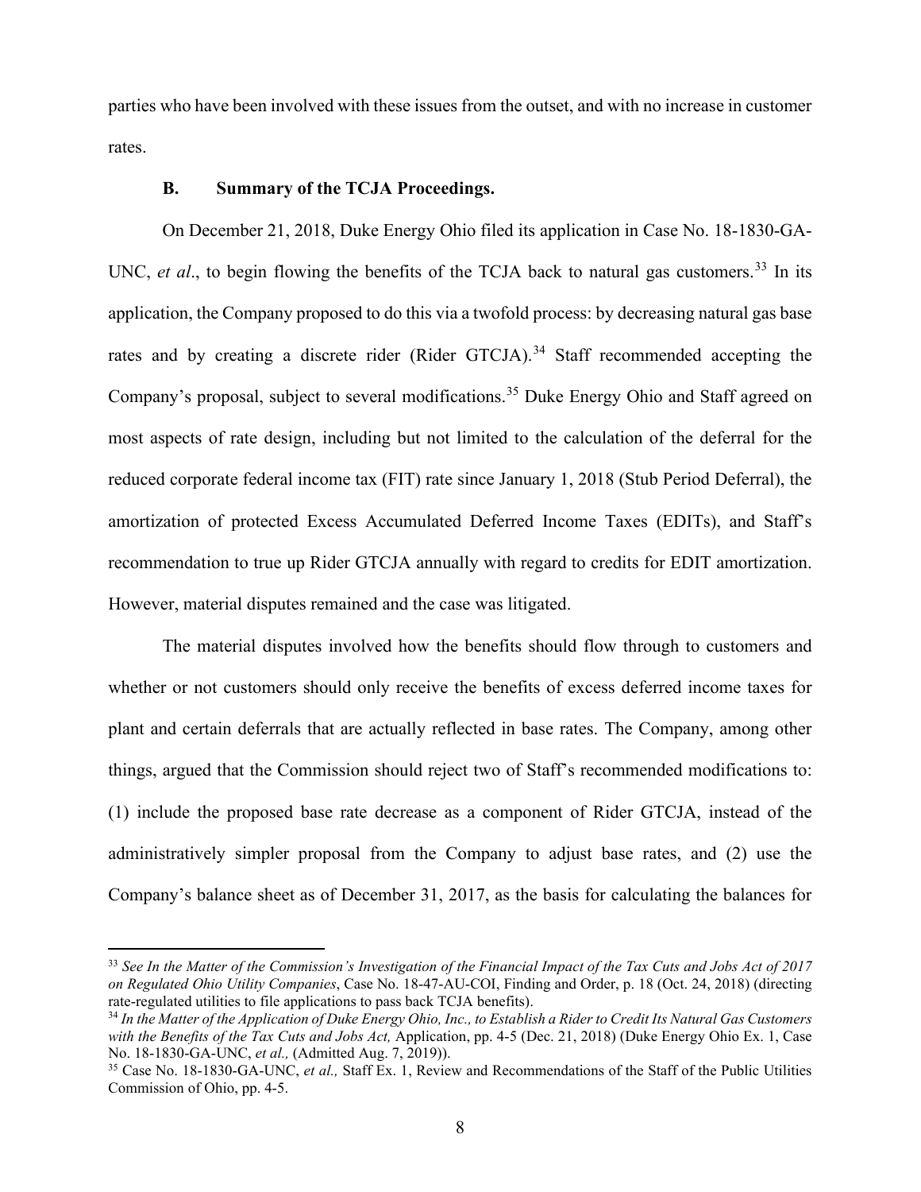parties who have been involved with these issues from the outset, and with no increase in customer rates.

### B. Summary of the TCJA Proceedings.

On December 21, 2018, Duke Energy Ohio filed its application in Case No. 18-1830-GA-UNC, *et al*., to begin flowing the benefits of the TCJA back to natural gas customers.[33] In its application, the Company proposed to do this via a twofold process: by decreasing natural gas base rates and by creating a discrete rider (Rider GTCJA).[34] Staff recommended accepting the Company's proposal, subject to several modifications.[35] Duke Energy Ohio and Staff agreed on most aspects of rate design, including but not limited to the calculation of the deferral for the reduced corporate federal income tax (FIT) rate since January 1, 2018 (Stub Period Deferral), the amortization of protected Excess Accumulated Deferred Income Taxes (EDITs), and Staff's recommendation to true up Rider GTCJA annually with regard to credits for EDIT amortization. However, material disputes remained and the case was litigated.

The material disputes involved how the benefits should flow through to customers and whether or not customers should only receive the benefits of excess deferred income taxes for plant and certain deferrals that are actually reflected in base rates. The Company, among other things, argued that the Commission should reject two of Staff's recommended modifications to: (1) include the proposed base rate decrease as a component of Rider GTCJA, instead of the administratively simpler proposal from the Company to adjust base rates, and (2) use the Company's balance sheet as of December 31, 2017, as the basis for calculating the balances for

---

[33] *See In the Matter of the Commission's Investigation of the Financial Impact of the Tax Cuts and Jobs Act of 2017 on Regulated Ohio Utility Companies*, Case No. 18-47-AU-COI, Finding and Order, p. 18 (Oct. 24, 2018) (directing rate-regulated utilities to file applications to pass back TCJA benefits).

[34] *In the Matter of the Application of Duke Energy Ohio, Inc., to Establish a Rider to Credit Its Natural Gas Customers with the Benefits of the Tax Cuts and Jobs Act,* Application, pp. 4-5 (Dec. 21, 2018) (Duke Energy Ohio Ex. 1, Case No. 18-1830-GA-UNC, *et al.,* (Admitted Aug. 7, 2019)).

[35] Case No. 18-1830-GA-UNC, *et al.,* Staff Ex. 1, Review and Recommendations of the Staff of the Public Utilities Commission of Ohio, pp. 4-5.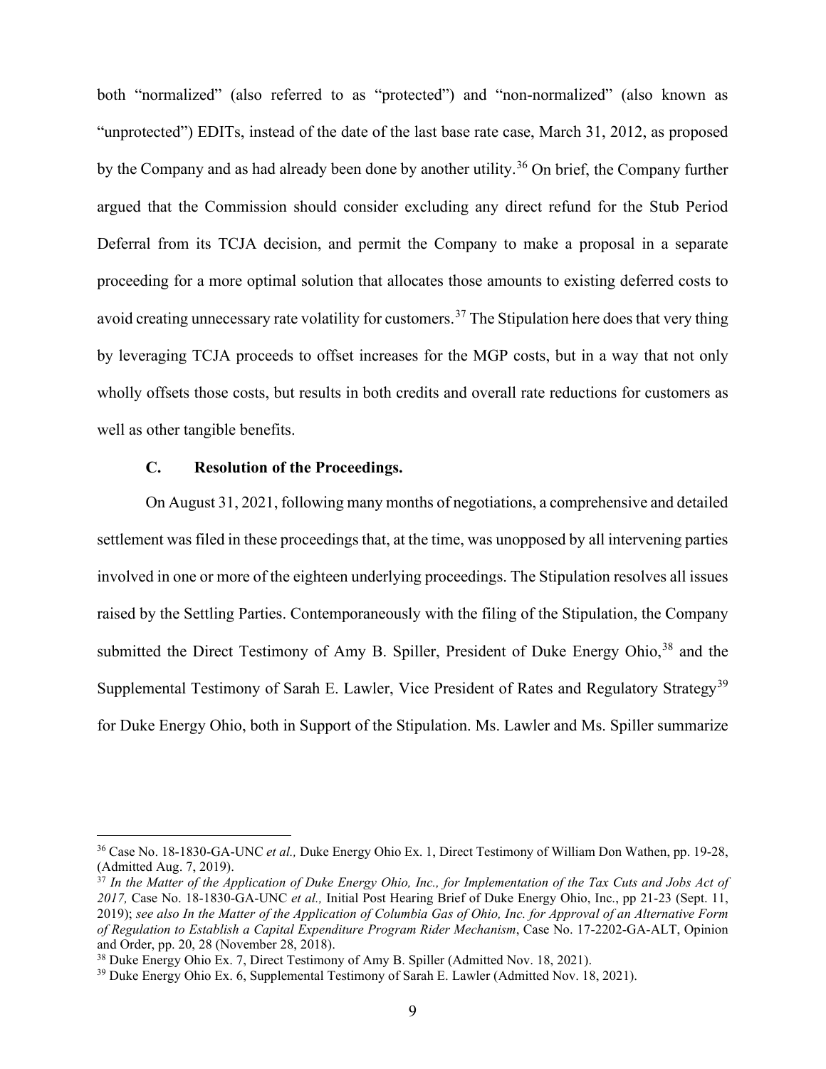both "normalized" (also referred to as "protected") and "non-normalized" (also known as "unprotected") EDITs, instead of the date of the last base rate case, March 31, 2012, as proposed by the Company and as had already been done by another utility.[36] On brief, the Company further argued that the Commission should consider excluding any direct refund for the Stub Period Deferral from its TCJA decision, and permit the Company to make a proposal in a separate proceeding for a more optimal solution that allocates those amounts to existing deferred costs to avoid creating unnecessary rate volatility for customers.[37] The Stipulation here does that very thing by leveraging TCJA proceeds to offset increases for the MGP costs, but in a way that not only wholly offsets those costs, but results in both credits and overall rate reductions for customers as well as other tangible benefits.

### C. Resolution of the Proceedings.

On August 31, 2021, following many months of negotiations, a comprehensive and detailed settlement was filed in these proceedings that, at the time, was unopposed by all intervening parties involved in one or more of the eighteen underlying proceedings. The Stipulation resolves all issues raised by the Settling Parties. Contemporaneously with the filing of the Stipulation, the Company submitted the Direct Testimony of Amy B. Spiller, President of Duke Energy Ohio,[38] and the Supplemental Testimony of Sarah E. Lawler, Vice President of Rates and Regulatory Strategy[39] for Duke Energy Ohio, both in Support of the Stipulation. Ms. Lawler and Ms. Spiller summarize

---

[36] Case No. 18-1830-GA-UNC *et al.,* Duke Energy Ohio Ex. 1, Direct Testimony of William Don Wathen, pp. 19-28, (Admitted Aug. 7, 2019).

[37] *In the Matter of the Application of Duke Energy Ohio, Inc., for Implementation of the Tax Cuts and Jobs Act of 2017,* Case No. 18-1830-GA-UNC *et al.,* Initial Post Hearing Brief of Duke Energy Ohio, Inc., pp 21-23 (Sept. 11, 2019); *see also In the Matter of the Application of Columbia Gas of Ohio, Inc. for Approval of an Alternative Form of Regulation to Establish a Capital Expenditure Program Rider Mechanism*, Case No. 17-2202-GA-ALT, Opinion and Order, pp. 20, 28 (November 28, 2018).

[38] Duke Energy Ohio Ex. 7, Direct Testimony of Amy B. Spiller (Admitted Nov. 18, 2021).

[39] Duke Energy Ohio Ex. 6, Supplemental Testimony of Sarah E. Lawler (Admitted Nov. 18, 2021).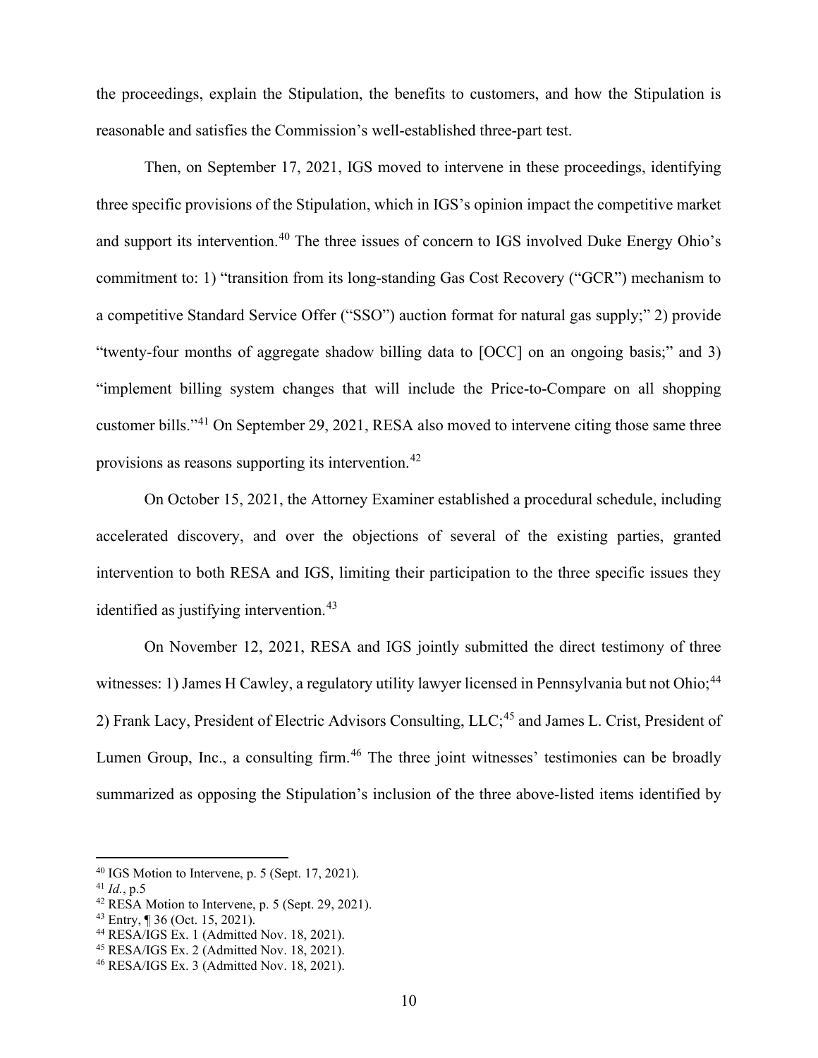the proceedings, explain the Stipulation, the benefits to customers, and how the Stipulation is reasonable and satisfies the Commission's well-established three-part test.

Then, on September 17, 2021, IGS moved to intervene in these proceedings, identifying three specific provisions of the Stipulation, which in IGS's opinion impact the competitive market and support its intervention.[40] The three issues of concern to IGS involved Duke Energy Ohio's commitment to: 1) "transition from its long-standing Gas Cost Recovery ("GCR") mechanism to a competitive Standard Service Offer ("SSO") auction format for natural gas supply;" 2) provide "twenty-four months of aggregate shadow billing data to [OCC] on an ongoing basis;" and 3) "implement billing system changes that will include the Price-to-Compare on all shopping customer bills."[41] On September 29, 2021, RESA also moved to intervene citing those same three provisions as reasons supporting its intervention.[42]

On October 15, 2021, the Attorney Examiner established a procedural schedule, including accelerated discovery, and over the objections of several of the existing parties, granted intervention to both RESA and IGS, limiting their participation to the three specific issues they identified as justifying intervention.[43]

On November 12, 2021, RESA and IGS jointly submitted the direct testimony of three witnesses: 1) James H Cawley, a regulatory utility lawyer licensed in Pennsylvania but not Ohio;[44] 2) Frank Lacy, President of Electric Advisors Consulting, LLC;[45] and James L. Crist, President of Lumen Group, Inc., a consulting firm.[46] The three joint witnesses' testimonies can be broadly summarized as opposing the Stipulation's inclusion of the three above-listed items identified by

---

[40] IGS Motion to Intervene, p. 5 (Sept. 17, 2021).

[41] *Id.*, p.5

[42] RESA Motion to Intervene, p. 5 (Sept. 29, 2021).

[43] Entry, ¶ 36 (Oct. 15, 2021).

[44] RESA/IGS Ex. 1 (Admitted Nov. 18, 2021).

[45] RESA/IGS Ex. 2 (Admitted Nov. 18, 2021).

[46] RESA/IGS Ex. 3 (Admitted Nov. 18, 2021).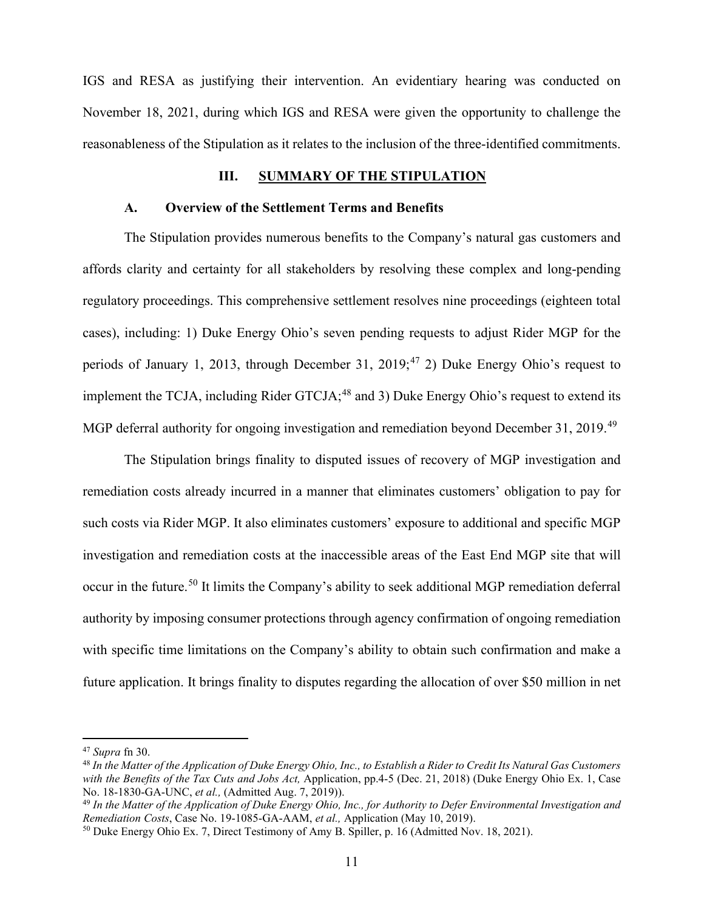IGS and RESA as justifying their intervention. An evidentiary hearing was conducted on November 18, 2021, during which IGS and RESA were given the opportunity to challenge the reasonableness of the Stipulation as it relates to the inclusion of the three-identified commitments.

## III. SUMMARY OF THE STIPULATION

### A. Overview of the Settlement Terms and Benefits

The Stipulation provides numerous benefits to the Company's natural gas customers and affords clarity and certainty for all stakeholders by resolving these complex and long-pending regulatory proceedings. This comprehensive settlement resolves nine proceedings (eighteen total cases), including: 1) Duke Energy Ohio's seven pending requests to adjust Rider MGP for the periods of January 1, 2013, through December 31, 2019;[47] 2) Duke Energy Ohio's request to implement the TCJA, including Rider GTCJA;[48] and 3) Duke Energy Ohio's request to extend its MGP deferral authority for ongoing investigation and remediation beyond December 31, 2019.[49]

The Stipulation brings finality to disputed issues of recovery of MGP investigation and remediation costs already incurred in a manner that eliminates customers' obligation to pay for such costs via Rider MGP. It also eliminates customers' exposure to additional and specific MGP investigation and remediation costs at the inaccessible areas of the East End MGP site that will occur in the future.[50] It limits the Company's ability to seek additional MGP remediation deferral authority by imposing consumer protections through agency confirmation of ongoing remediation with specific time limitations on the Company's ability to obtain such confirmation and make a future application. It brings finality to disputes regarding the allocation of over $50 million in net

---

[47] *Supra* fn 30.

[48] *In the Matter of the Application of Duke Energy Ohio, Inc., to Establish a Rider to Credit Its Natural Gas Customers with the Benefits of the Tax Cuts and Jobs Act,* Application, pp.4-5 (Dec. 21, 2018) (Duke Energy Ohio Ex. 1, Case No. 18-1830-GA-UNC, *et al.,* (Admitted Aug. 7, 2019)).

[49] *In the Matter of the Application of Duke Energy Ohio, Inc., for Authority to Defer Environmental Investigation and Remediation Costs*, Case No. 19-1085-GA-AAM, *et al.,* Application (May 10, 2019).

[50] Duke Energy Ohio Ex. 7, Direct Testimony of Amy B. Spiller, p. 16 (Admitted Nov. 18, 2021).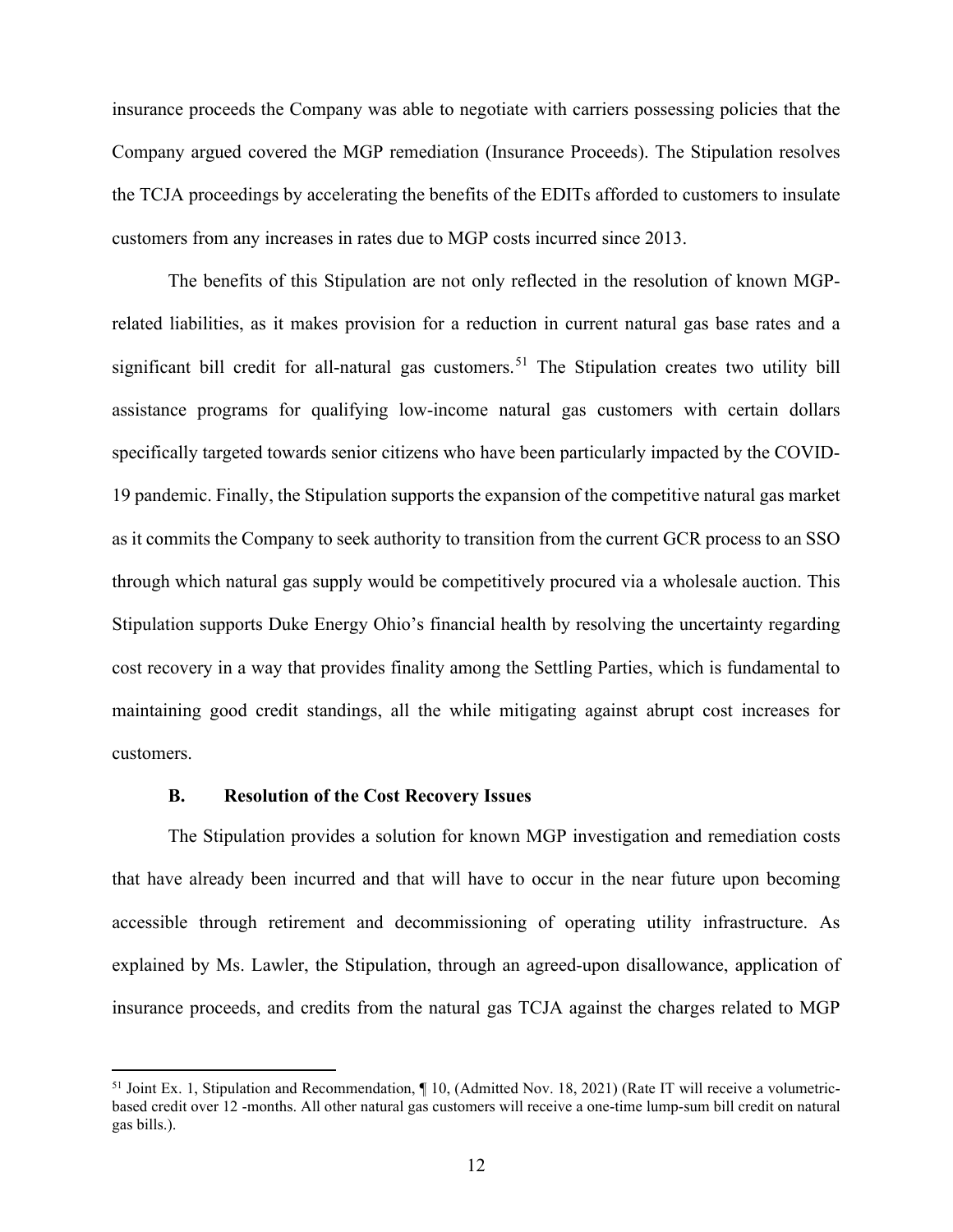insurance proceeds the Company was able to negotiate with carriers possessing policies that the Company argued covered the MGP remediation (Insurance Proceeds). The Stipulation resolves the TCJA proceedings by accelerating the benefits of the EDITs afforded to customers to insulate customers from any increases in rates due to MGP costs incurred since 2013.

The benefits of this Stipulation are not only reflected in the resolution of known MGP-related liabilities, as it makes provision for a reduction in current natural gas base rates and a significant bill credit for all-natural gas customers.[51] The Stipulation creates two utility bill assistance programs for qualifying low-income natural gas customers with certain dollars specifically targeted towards senior citizens who have been particularly impacted by the COVID-19 pandemic. Finally, the Stipulation supports the expansion of the competitive natural gas market as it commits the Company to seek authority to transition from the current GCR process to an SSO through which natural gas supply would be competitively procured via a wholesale auction. This Stipulation supports Duke Energy Ohio's financial health by resolving the uncertainty regarding cost recovery in a way that provides finality among the Settling Parties, which is fundamental to maintaining good credit standings, all the while mitigating against abrupt cost increases for customers.

### B. Resolution of the Cost Recovery Issues

The Stipulation provides a solution for known MGP investigation and remediation costs that have already been incurred and that will have to occur in the near future upon becoming accessible through retirement and decommissioning of operating utility infrastructure. As explained by Ms. Lawler, the Stipulation, through an agreed-upon disallowance, application of insurance proceeds, and credits from the natural gas TCJA against the charges related to MGP

---

[51] Joint Ex. 1, Stipulation and Recommendation, ¶ 10, (Admitted Nov. 18, 2021) (Rate IT will receive a volumetric-based credit over 12 -months. All other natural gas customers will receive a one-time lump-sum bill credit on natural gas bills.).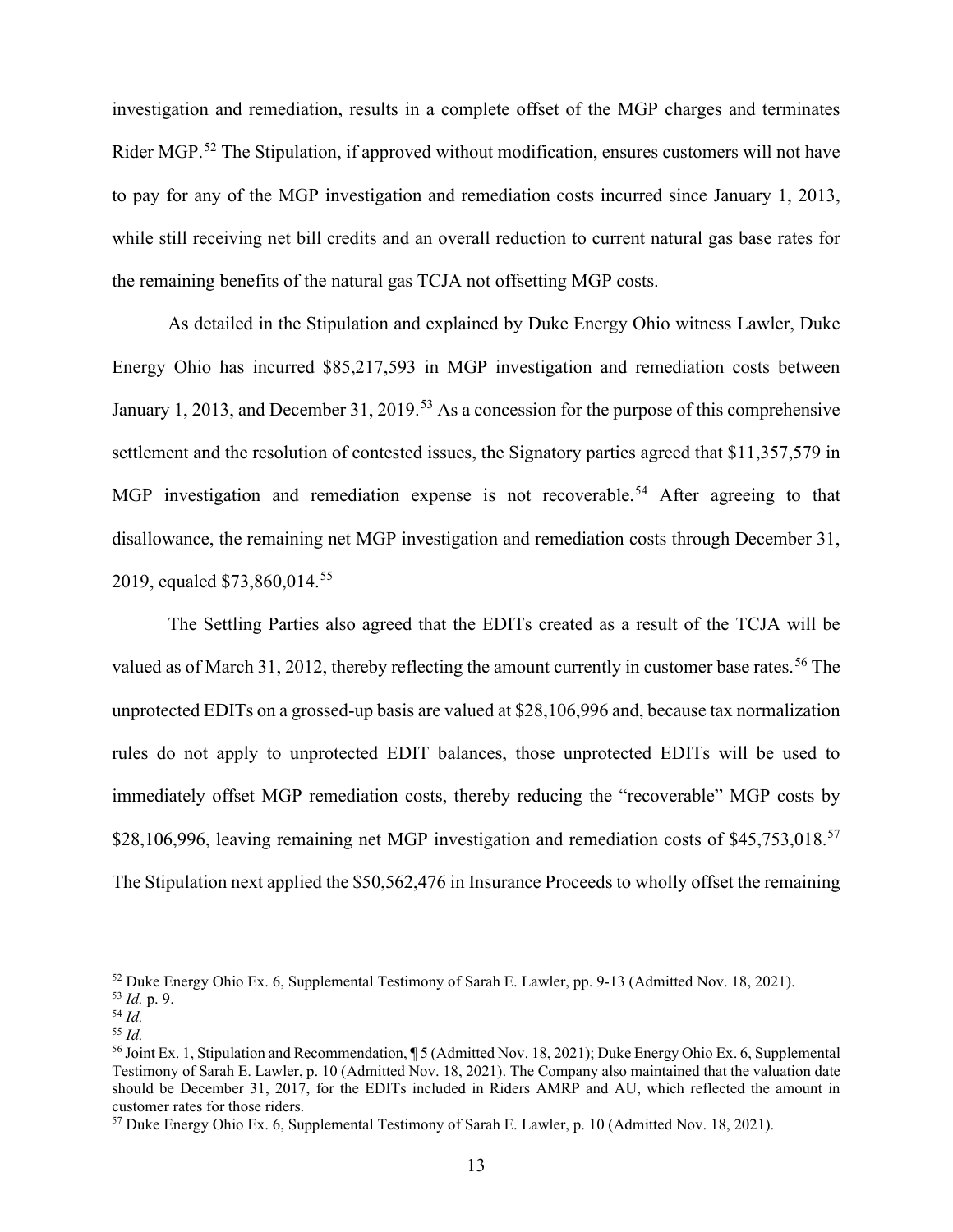investigation and remediation, results in a complete offset of the MGP charges and terminates Rider MGP.[52] The Stipulation, if approved without modification, ensures customers will not have to pay for any of the MGP investigation and remediation costs incurred since January 1, 2013, while still receiving net bill credits and an overall reduction to current natural gas base rates for the remaining benefits of the natural gas TCJA not offsetting MGP costs.

As detailed in the Stipulation and explained by Duke Energy Ohio witness Lawler, Duke Energy Ohio has incurred $85,217,593 in MGP investigation and remediation costs between January 1, 2013, and December 31, 2019.[53] As a concession for the purpose of this comprehensive settlement and the resolution of contested issues, the Signatory parties agreed that $11,357,579 in MGP investigation and remediation expense is not recoverable.[54] After agreeing to that disallowance, the remaining net MGP investigation and remediation costs through December 31, 2019, equaled $73,860,014.[55]

The Settling Parties also agreed that the EDITs created as a result of the TCJA will be valued as of March 31, 2012, thereby reflecting the amount currently in customer base rates.[56] The unprotected EDITs on a grossed-up basis are valued at $28,106,996 and, because tax normalization rules do not apply to unprotected EDIT balances, those unprotected EDITs will be used to immediately offset MGP remediation costs, thereby reducing the "recoverable" MGP costs by $28,106,996, leaving remaining net MGP investigation and remediation costs of $45,753,018.[57] The Stipulation next applied the $50,562,476 in Insurance Proceeds to wholly offset the remaining

---

[52] Duke Energy Ohio Ex. 6, Supplemental Testimony of Sarah E. Lawler, pp. 9-13 (Admitted Nov. 18, 2021).

[53] *Id.* p. 9.

[54] *Id.*

[55] *Id.*

[56] Joint Ex. 1, Stipulation and Recommendation, ¶ 5 (Admitted Nov. 18, 2021); Duke Energy Ohio Ex. 6, Supplemental Testimony of Sarah E. Lawler, p. 10 (Admitted Nov. 18, 2021). The Company also maintained that the valuation date should be December 31, 2017, for the EDITs included in Riders AMRP and AU, which reflected the amount in customer rates for those riders.

[57] Duke Energy Ohio Ex. 6, Supplemental Testimony of Sarah E. Lawler, p. 10 (Admitted Nov. 18, 2021).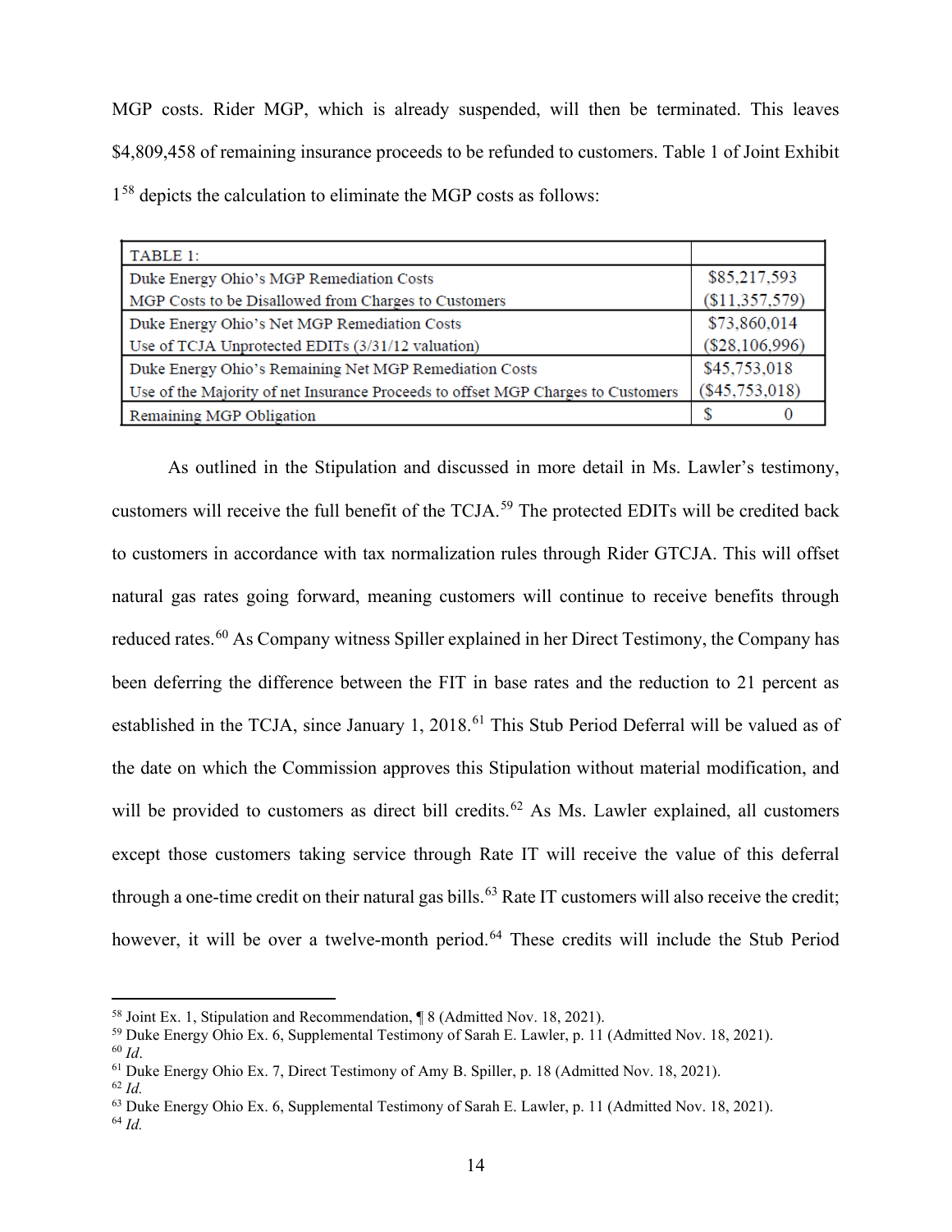MGP costs. Rider MGP, which is already suspended, will then be terminated. This leaves $4,809,458 of remaining insurance proceeds to be refunded to customers. Table 1 of Joint Exhibit 1[58] depicts the calculation to eliminate the MGP costs as follows:

| TABLE 1: | |
|---|---|
| Duke Energy Ohio's MGP Remediation Costs | $85,217,593 |
| MGP Costs to be Disallowed from Charges to Customers | ($11,357,579) |
| Duke Energy Ohio's Net MGP Remediation Costs | $73,860,014 |
| Use of TCJA Unprotected EDITs (3/31/12 valuation) | ($28,106,996) |
| Duke Energy Ohio's Remaining Net MGP Remediation Costs | $45,753,018 |
| Use of the Majority of net Insurance Proceeds to offset MGP Charges to Customers | ($45,753,018) |
| Remaining MGP Obligation | $ 0 |

As outlined in the Stipulation and discussed in more detail in Ms. Lawler's testimony, customers will receive the full benefit of the TCJA.[59] The protected EDITs will be credited back to customers in accordance with tax normalization rules through Rider GTCJA. This will offset natural gas rates going forward, meaning customers will continue to receive benefits through reduced rates.[60] As Company witness Spiller explained in her Direct Testimony, the Company has been deferring the difference between the FIT in base rates and the reduction to 21 percent as established in the TCJA, since January 1, 2018.[61] This Stub Period Deferral will be valued as of the date on which the Commission approves this Stipulation without material modification, and will be provided to customers as direct bill credits.[62] As Ms. Lawler explained, all customers except those customers taking service through Rate IT will receive the value of this deferral through a one-time credit on their natural gas bills.[63] Rate IT customers will also receive the credit; however, it will be over a twelve-month period.[64] These credits will include the Stub Period

---

[58] Joint Ex. 1, Stipulation and Recommendation, ¶ 8 (Admitted Nov. 18, 2021).
[59] Duke Energy Ohio Ex. 6, Supplemental Testimony of Sarah E. Lawler, p. 11 (Admitted Nov. 18, 2021).
[60] *Id*.
[61] Duke Energy Ohio Ex. 7, Direct Testimony of Amy B. Spiller, p. 18 (Admitted Nov. 18, 2021).
[62] *Id*.
[63] Duke Energy Ohio Ex. 6, Supplemental Testimony of Sarah E. Lawler, p. 11 (Admitted Nov. 18, 2021).
[64] *Id*.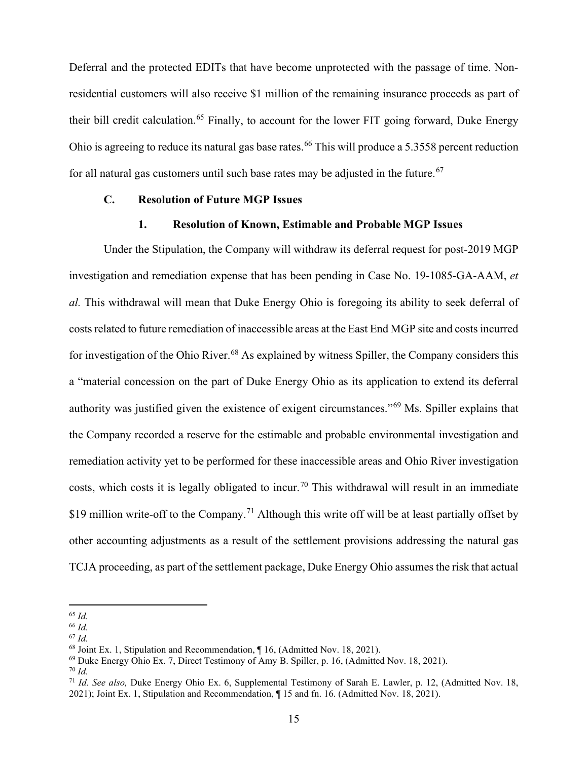Deferral and the protected EDITs that have become unprotected with the passage of time. Non-residential customers will also receive $1 million of the remaining insurance proceeds as part of their bill credit calculation.[65] Finally, to account for the lower FIT going forward, Duke Energy Ohio is agreeing to reduce its natural gas base rates.[66] This will produce a 5.3558 percent reduction for all natural gas customers until such base rates may be adjusted in the future.[67]

### C. Resolution of Future MGP Issues

#### 1. Resolution of Known, Estimable and Probable MGP Issues

Under the Stipulation, the Company will withdraw its deferral request for post-2019 MGP investigation and remediation expense that has been pending in Case No. 19-1085-GA-AAM, *et al.* This withdrawal will mean that Duke Energy Ohio is foregoing its ability to seek deferral of costs related to future remediation of inaccessible areas at the East End MGP site and costs incurred for investigation of the Ohio River.[68] As explained by witness Spiller, the Company considers this a "material concession on the part of Duke Energy Ohio as its application to extend its deferral authority was justified given the existence of exigent circumstances."[69] Ms. Spiller explains that the Company recorded a reserve for the estimable and probable environmental investigation and remediation activity yet to be performed for these inaccessible areas and Ohio River investigation costs, which costs it is legally obligated to incur.[70] This withdrawal will result in an immediate $19 million write-off to the Company.[71] Although this write off will be at least partially offset by other accounting adjustments as a result of the settlement provisions addressing the natural gas TCJA proceeding, as part of the settlement package, Duke Energy Ohio assumes the risk that actual

---

[65] *Id.*

[66] *Id.*

[67] *Id.*

[68] Joint Ex. 1, Stipulation and Recommendation, ¶ 16, (Admitted Nov. 18, 2021).

[69] Duke Energy Ohio Ex. 7, Direct Testimony of Amy B. Spiller, p. 16, (Admitted Nov. 18, 2021).

[70] *Id.*

[71] *Id. See also,* Duke Energy Ohio Ex. 6, Supplemental Testimony of Sarah E. Lawler, p. 12, (Admitted Nov. 18, 2021); Joint Ex. 1, Stipulation and Recommendation, ¶ 15 and fn. 16. (Admitted Nov. 18, 2021).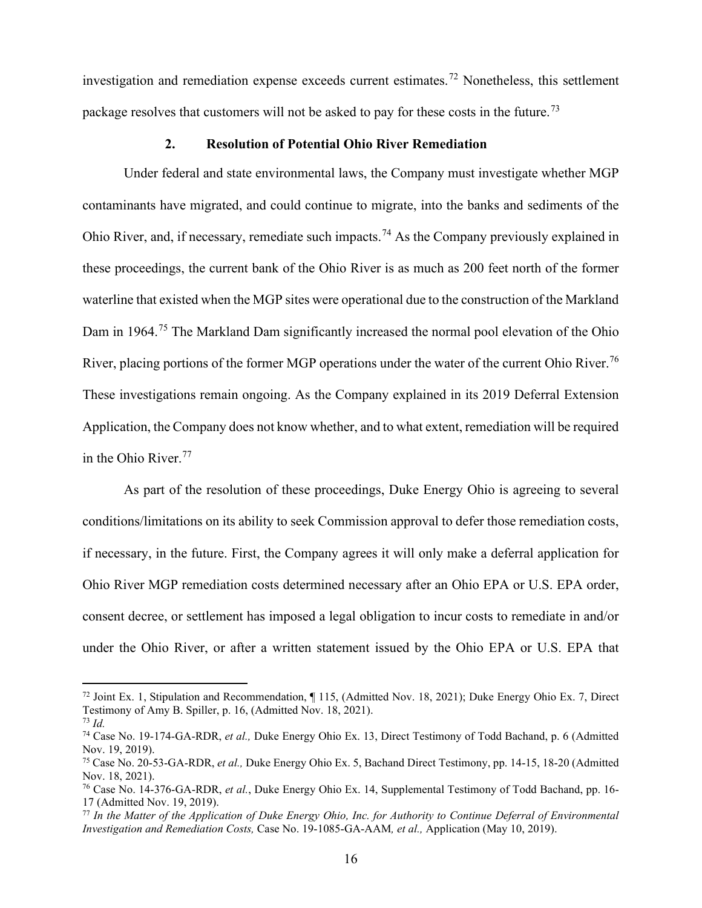investigation and remediation expense exceeds current estimates.[72] Nonetheless, this settlement package resolves that customers will not be asked to pay for these costs in the future.[73]

### 2. Resolution of Potential Ohio River Remediation

Under federal and state environmental laws, the Company must investigate whether MGP contaminants have migrated, and could continue to migrate, into the banks and sediments of the Ohio River, and, if necessary, remediate such impacts.[74] As the Company previously explained in these proceedings, the current bank of the Ohio River is as much as 200 feet north of the former waterline that existed when the MGP sites were operational due to the construction of the Markland Dam in 1964.[75] The Markland Dam significantly increased the normal pool elevation of the Ohio River, placing portions of the former MGP operations under the water of the current Ohio River.[76] These investigations remain ongoing. As the Company explained in its 2019 Deferral Extension Application, the Company does not know whether, and to what extent, remediation will be required in the Ohio River.[77]

As part of the resolution of these proceedings, Duke Energy Ohio is agreeing to several conditions/limitations on its ability to seek Commission approval to defer those remediation costs, if necessary, in the future. First, the Company agrees it will only make a deferral application for Ohio River MGP remediation costs determined necessary after an Ohio EPA or U.S. EPA order, consent decree, or settlement has imposed a legal obligation to incur costs to remediate in and/or under the Ohio River, or after a written statement issued by the Ohio EPA or U.S. EPA that

---

[72] Joint Ex. 1, Stipulation and Recommendation, ¶ 115, (Admitted Nov. 18, 2021); Duke Energy Ohio Ex. 7, Direct Testimony of Amy B. Spiller, p. 16, (Admitted Nov. 18, 2021).

[73] *Id.*

[74] Case No. 19-174-GA-RDR, *et al.,* Duke Energy Ohio Ex. 13, Direct Testimony of Todd Bachand, p. 6 (Admitted Nov. 19, 2019).

[75] Case No. 20-53-GA-RDR, *et al.,* Duke Energy Ohio Ex. 5, Bachand Direct Testimony, pp. 14-15, 18-20 (Admitted Nov. 18, 2021).

[76] Case No. 14-376-GA-RDR, *et al.*, Duke Energy Ohio Ex. 14, Supplemental Testimony of Todd Bachand, pp. 16-17 (Admitted Nov. 19, 2019).

[77] *In the Matter of the Application of Duke Energy Ohio, Inc. for Authority to Continue Deferral of Environmental Investigation and Remediation Costs,* Case No. 19-1085-GA-AAM*, et al.,* Application (May 10, 2019).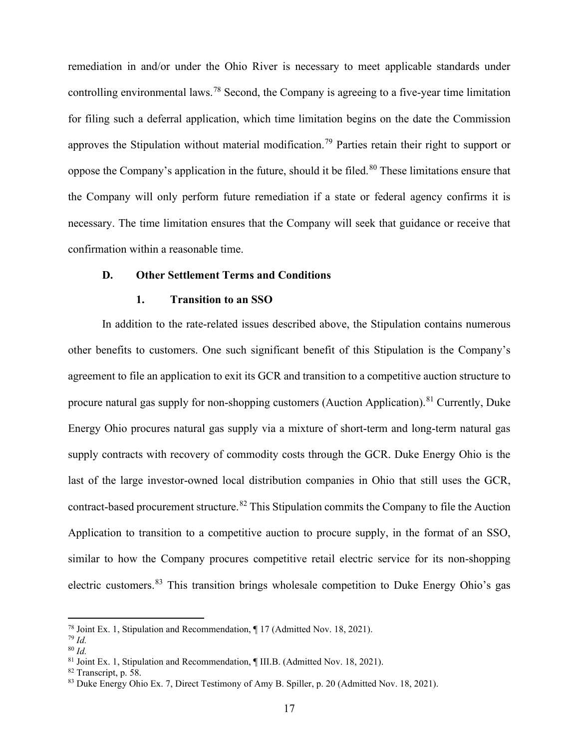remediation in and/or under the Ohio River is necessary to meet applicable standards under controlling environmental laws.[78] Second, the Company is agreeing to a five-year time limitation for filing such a deferral application, which time limitation begins on the date the Commission approves the Stipulation without material modification.[79] Parties retain their right to support or oppose the Company's application in the future, should it be filed.[80] These limitations ensure that the Company will only perform future remediation if a state or federal agency confirms it is necessary. The time limitation ensures that the Company will seek that guidance or receive that confirmation within a reasonable time.

### D. Other Settlement Terms and Conditions

#### 1. Transition to an SSO

In addition to the rate-related issues described above, the Stipulation contains numerous other benefits to customers. One such significant benefit of this Stipulation is the Company's agreement to file an application to exit its GCR and transition to a competitive auction structure to procure natural gas supply for non-shopping customers (Auction Application).[81] Currently, Duke Energy Ohio procures natural gas supply via a mixture of short-term and long-term natural gas supply contracts with recovery of commodity costs through the GCR. Duke Energy Ohio is the last of the large investor-owned local distribution companies in Ohio that still uses the GCR, contract-based procurement structure.[82] This Stipulation commits the Company to file the Auction Application to transition to a competitive auction to procure supply, in the format of an SSO, similar to how the Company procures competitive retail electric service for its non-shopping electric customers.[83] This transition brings wholesale competition to Duke Energy Ohio's gas

---

[78] Joint Ex. 1, Stipulation and Recommendation, ¶ 17 (Admitted Nov. 18, 2021).

[79] *Id.*

[80] *Id.*

[81] Joint Ex. 1, Stipulation and Recommendation, ¶ III.B. (Admitted Nov. 18, 2021).

[82] Transcript, p. 58.

[83] Duke Energy Ohio Ex. 7, Direct Testimony of Amy B. Spiller, p. 20 (Admitted Nov. 18, 2021).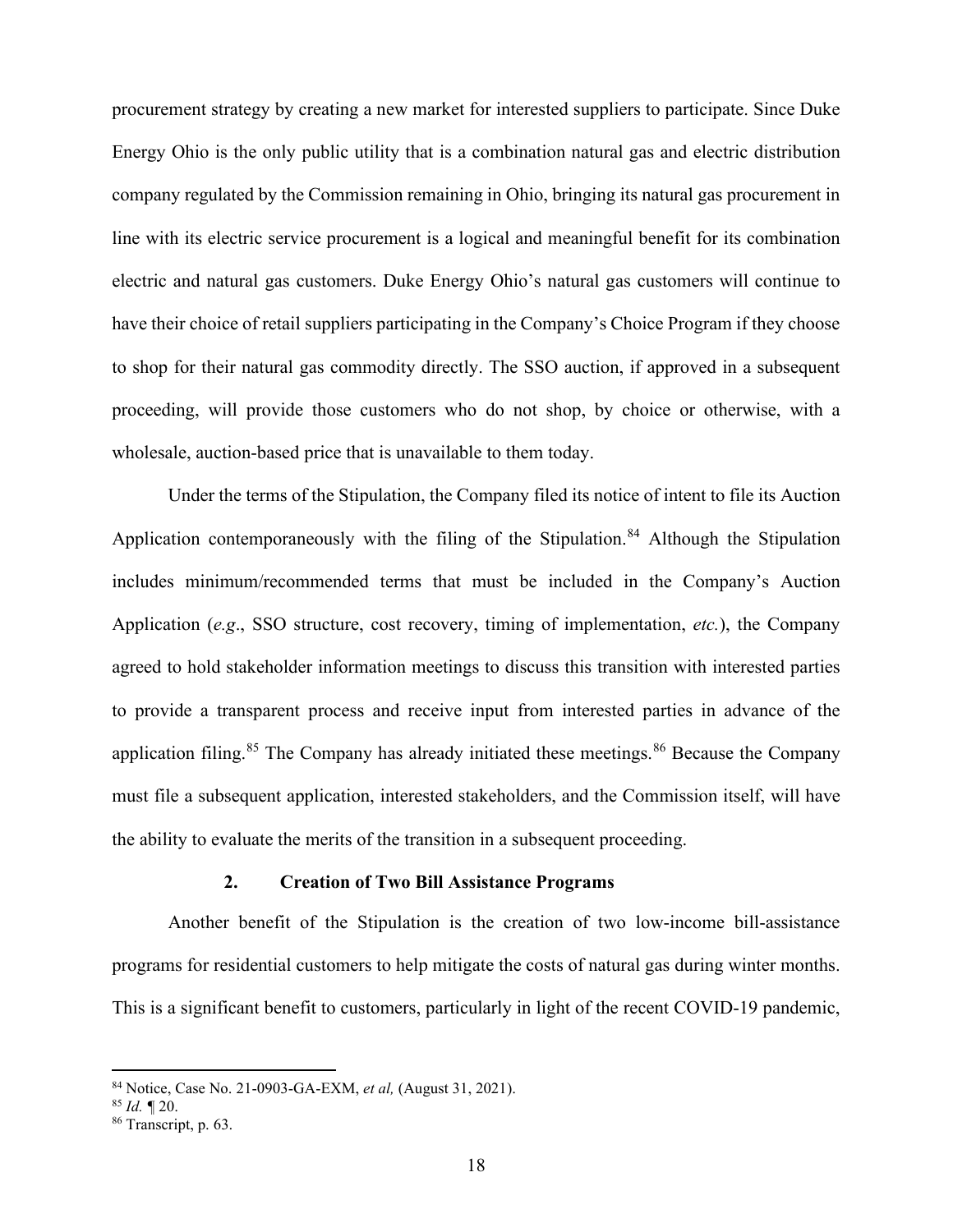procurement strategy by creating a new market for interested suppliers to participate. Since Duke Energy Ohio is the only public utility that is a combination natural gas and electric distribution company regulated by the Commission remaining in Ohio, bringing its natural gas procurement in line with its electric service procurement is a logical and meaningful benefit for its combination electric and natural gas customers. Duke Energy Ohio's natural gas customers will continue to have their choice of retail suppliers participating in the Company's Choice Program if they choose to shop for their natural gas commodity directly. The SSO auction, if approved in a subsequent proceeding, will provide those customers who do not shop, by choice or otherwise, with a wholesale, auction-based price that is unavailable to them today.

Under the terms of the Stipulation, the Company filed its notice of intent to file its Auction Application contemporaneously with the filing of the Stipulation.[84] Although the Stipulation includes minimum/recommended terms that must be included in the Company's Auction Application (*e.g*., SSO structure, cost recovery, timing of implementation, *etc.*), the Company agreed to hold stakeholder information meetings to discuss this transition with interested parties to provide a transparent process and receive input from interested parties in advance of the application filing.[85] The Company has already initiated these meetings.[86] Because the Company must file a subsequent application, interested stakeholders, and the Commission itself, will have the ability to evaluate the merits of the transition in a subsequent proceeding.

### 2. Creation of Two Bill Assistance Programs

Another benefit of the Stipulation is the creation of two low-income bill-assistance programs for residential customers to help mitigate the costs of natural gas during winter months. This is a significant benefit to customers, particularly in light of the recent COVID-19 pandemic,

---

[84] Notice, Case No. 21-0903-GA-EXM, *et al,* (August 31, 2021).

[85] *Id.* ¶ 20.

[86] Transcript, p. 63.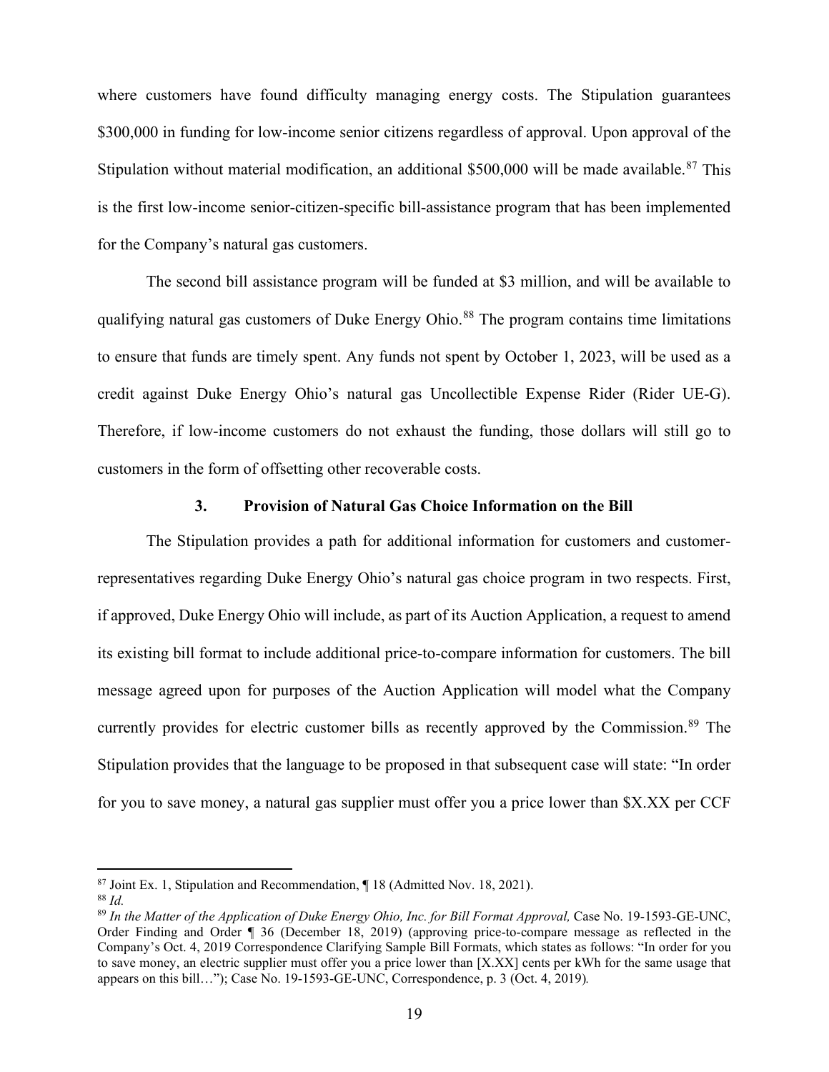where customers have found difficulty managing energy costs. The Stipulation guarantees $300,000 in funding for low-income senior citizens regardless of approval. Upon approval of the Stipulation without material modification, an additional $500,000 will be made available.[87] This is the first low-income senior-citizen-specific bill-assistance program that has been implemented for the Company's natural gas customers.

The second bill assistance program will be funded at $3 million, and will be available to qualifying natural gas customers of Duke Energy Ohio.[88] The program contains time limitations to ensure that funds are timely spent. Any funds not spent by October 1, 2023, will be used as a credit against Duke Energy Ohio's natural gas Uncollectible Expense Rider (Rider UE-G). Therefore, if low-income customers do not exhaust the funding, those dollars will still go to customers in the form of offsetting other recoverable costs.

### 3. Provision of Natural Gas Choice Information on the Bill

The Stipulation provides a path for additional information for customers and customer-representatives regarding Duke Energy Ohio's natural gas choice program in two respects. First, if approved, Duke Energy Ohio will include, as part of its Auction Application, a request to amend its existing bill format to include additional price-to-compare information for customers. The bill message agreed upon for purposes of the Auction Application will model what the Company currently provides for electric customer bills as recently approved by the Commission.[89] The Stipulation provides that the language to be proposed in that subsequent case will state: "In order for you to save money, a natural gas supplier must offer you a price lower than $X.XX per CCF

---

[87] Joint Ex. 1, Stipulation and Recommendation, ¶ 18 (Admitted Nov. 18, 2021).

[88] *Id.*

[89] *In the Matter of the Application of Duke Energy Ohio, Inc. for Bill Format Approval,* Case No. 19-1593-GE-UNC, Order Finding and Order ¶ 36 (December 18, 2019) (approving price-to-compare message as reflected in the Company's Oct. 4, 2019 Correspondence Clarifying Sample Bill Formats, which states as follows: "In order for you to save money, an electric supplier must offer you a price lower than [X.XX] cents per kWh for the same usage that appears on this bill…"); Case No. 19-1593-GE-UNC, Correspondence, p. 3 (Oct. 4, 2019).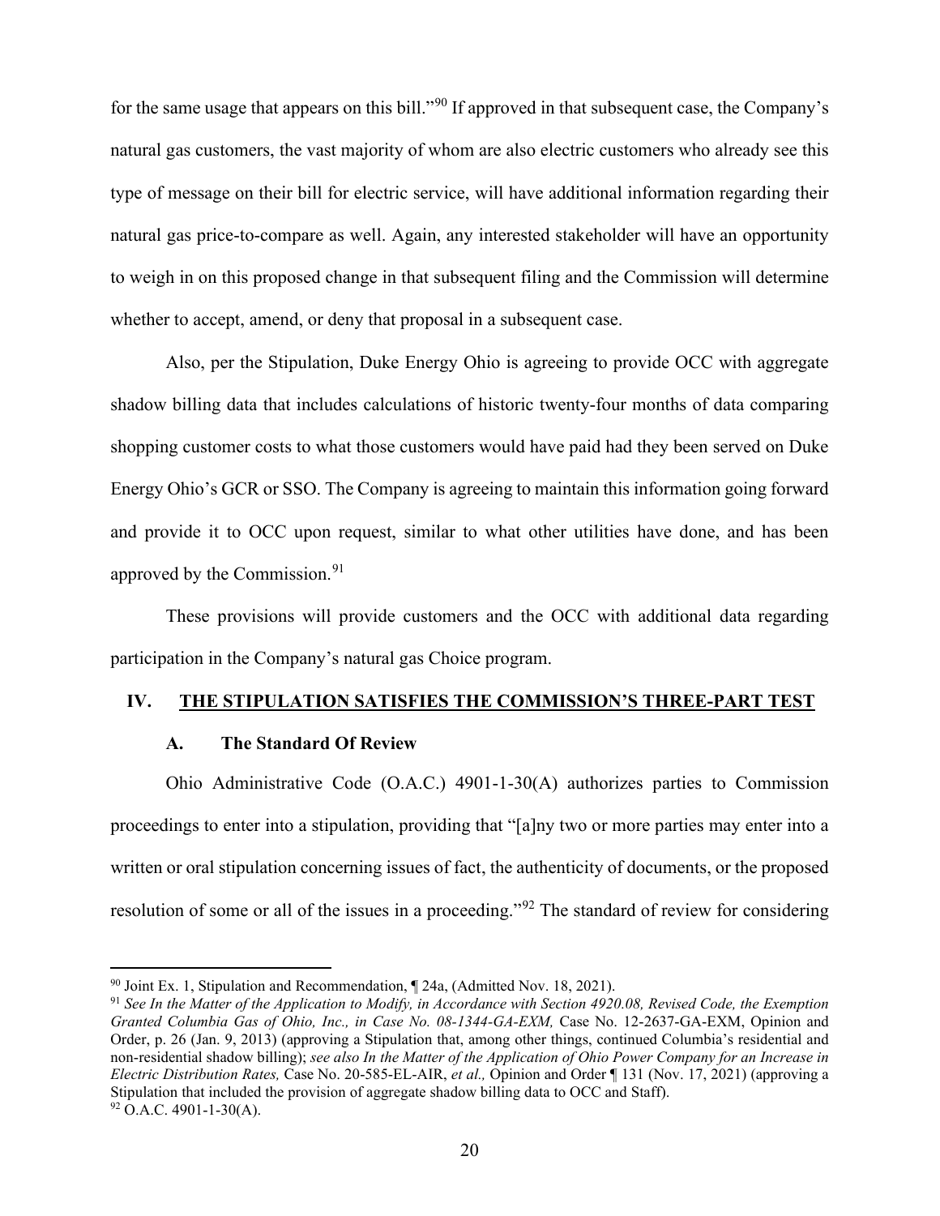for the same usage that appears on this bill."[90] If approved in that subsequent case, the Company's natural gas customers, the vast majority of whom are also electric customers who already see this type of message on their bill for electric service, will have additional information regarding their natural gas price-to-compare as well. Again, any interested stakeholder will have an opportunity to weigh in on this proposed change in that subsequent filing and the Commission will determine whether to accept, amend, or deny that proposal in a subsequent case.

Also, per the Stipulation, Duke Energy Ohio is agreeing to provide OCC with aggregate shadow billing data that includes calculations of historic twenty-four months of data comparing shopping customer costs to what those customers would have paid had they been served on Duke Energy Ohio's GCR or SSO. The Company is agreeing to maintain this information going forward and provide it to OCC upon request, similar to what other utilities have done, and has been approved by the Commission.[91]

These provisions will provide customers and the OCC with additional data regarding participation in the Company's natural gas Choice program.

## IV. THE STIPULATION SATISFIES THE COMMISSION'S THREE-PART TEST

### A. The Standard Of Review

Ohio Administrative Code (O.A.C.) 4901-1-30(A) authorizes parties to Commission proceedings to enter into a stipulation, providing that "[a]ny two or more parties may enter into a written or oral stipulation concerning issues of fact, the authenticity of documents, or the proposed resolution of some or all of the issues in a proceeding."[92] The standard of review for considering

---

[90] Joint Ex. 1, Stipulation and Recommendation, ¶ 24a, (Admitted Nov. 18, 2021).

[91] *See In the Matter of the Application to Modify, in Accordance with Section 4920.08, Revised Code, the Exemption Granted Columbia Gas of Ohio, Inc., in Case No. 08-1344-GA-EXM,* Case No. 12-2637-GA-EXM, Opinion and Order, p. 26 (Jan. 9, 2013) (approving a Stipulation that, among other things, continued Columbia's residential and non-residential shadow billing); *see also In the Matter of the Application of Ohio Power Company for an Increase in Electric Distribution Rates,* Case No. 20-585-EL-AIR, *et al.,* Opinion and Order ¶ 131 (Nov. 17, 2021) (approving a Stipulation that included the provision of aggregate shadow billing data to OCC and Staff).

[92] O.A.C. 4901-1-30(A).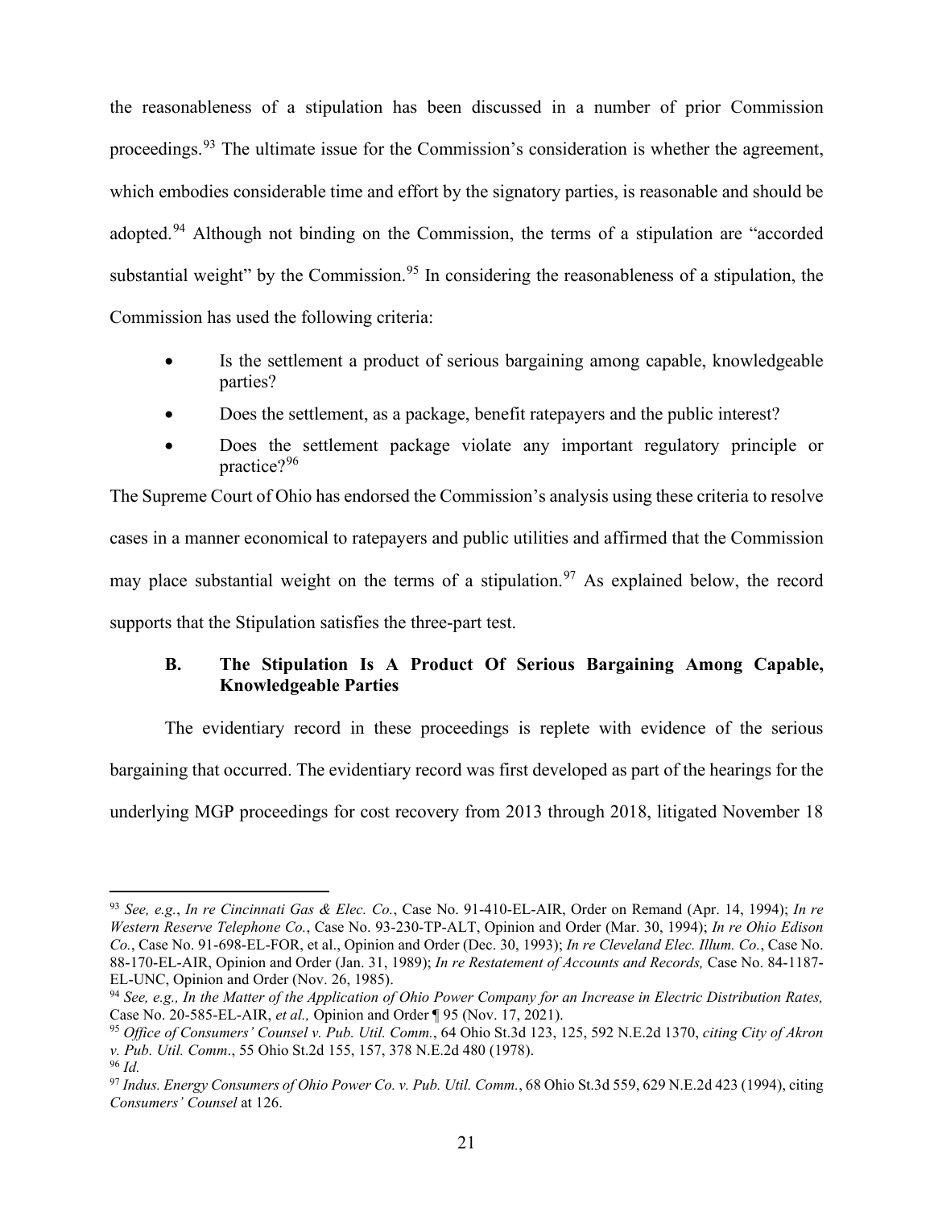the reasonableness of a stipulation has been discussed in a number of prior Commission proceedings.[93] The ultimate issue for the Commission's consideration is whether the agreement, which embodies considerable time and effort by the signatory parties, is reasonable and should be adopted.[94] Although not binding on the Commission, the terms of a stipulation are "accorded substantial weight" by the Commission.[95] In considering the reasonableness of a stipulation, the Commission has used the following criteria:

- Is the settlement a product of serious bargaining among capable, knowledgeable parties?
- Does the settlement, as a package, benefit ratepayers and the public interest?
- Does the settlement package violate any important regulatory principle or practice?[96]

The Supreme Court of Ohio has endorsed the Commission's analysis using these criteria to resolve cases in a manner economical to ratepayers and public utilities and affirmed that the Commission may place substantial weight on the terms of a stipulation.[97] As explained below, the record supports that the Stipulation satisfies the three-part test.

### B. The Stipulation Is A Product Of Serious Bargaining Among Capable, Knowledgeable Parties

The evidentiary record in these proceedings is replete with evidence of the serious bargaining that occurred. The evidentiary record was first developed as part of the hearings for the underlying MGP proceedings for cost recovery from 2013 through 2018, litigated November 18

---

[93] *See, e.g.*, *In re Cincinnati Gas & Elec. Co.*, Case No. 91-410-EL-AIR, Order on Remand (Apr. 14, 1994); *In re Western Reserve Telephone Co.*, Case No. 93-230-TP-ALT, Opinion and Order (Mar. 30, 1994); *In re Ohio Edison Co.*, Case No. 91-698-EL-FOR, et al., Opinion and Order (Dec. 30, 1993); *In re Cleveland Elec. Illum. Co.*, Case No. 88-170-EL-AIR, Opinion and Order (Jan. 31, 1989); *In re Restatement of Accounts and Records,* Case No. 84-1187-EL-UNC, Opinion and Order (Nov. 26, 1985).

[94] *See, e.g., In the Matter of the Application of Ohio Power Company for an Increase in Electric Distribution Rates,* Case No. 20-585-EL-AIR, *et al.,* Opinion and Order ¶ 95 (Nov. 17, 2021).

[95] *Office of Consumers' Counsel v. Pub. Util. Comm.*, 64 Ohio St.3d 123, 125, 592 N.E.2d 1370, *citing City of Akron v. Pub. Util. Comm*., 55 Ohio St.2d 155, 157, 378 N.E.2d 480 (1978).

[96] *Id.*

[97] *Indus. Energy Consumers of Ohio Power Co. v. Pub. Util. Comm.*, 68 Ohio St.3d 559, 629 N.E.2d 423 (1994), citing *Consumers' Counsel* at 126.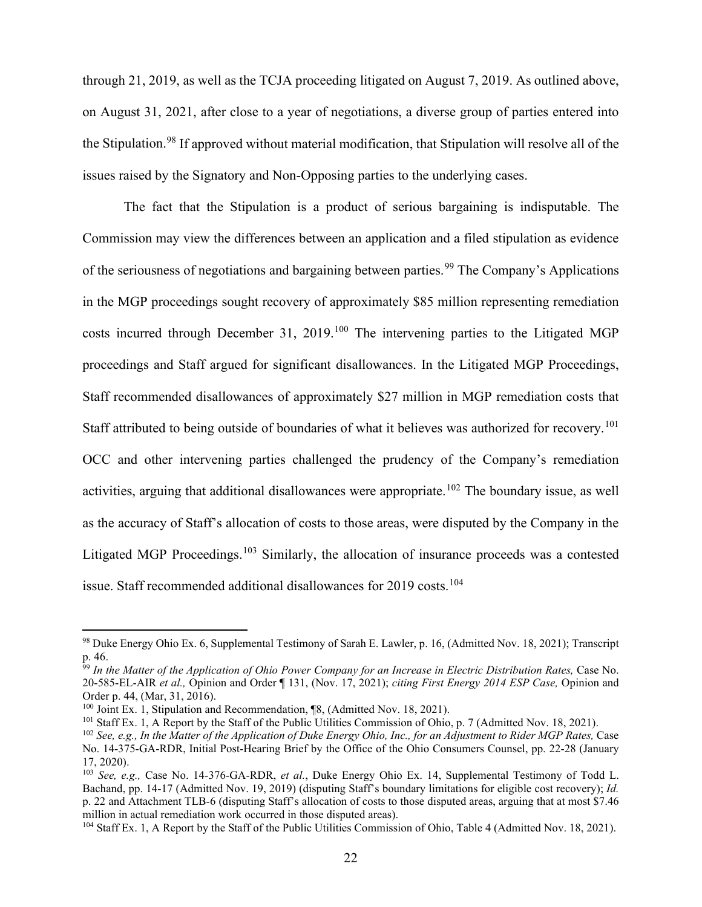through 21, 2019, as well as the TCJA proceeding litigated on August 7, 2019. As outlined above, on August 31, 2021, after close to a year of negotiations, a diverse group of parties entered into the Stipulation.[98] If approved without material modification, that Stipulation will resolve all of the issues raised by the Signatory and Non-Opposing parties to the underlying cases.

The fact that the Stipulation is a product of serious bargaining is indisputable. The Commission may view the differences between an application and a filed stipulation as evidence of the seriousness of negotiations and bargaining between parties.[99] The Company's Applications in the MGP proceedings sought recovery of approximately $85 million representing remediation costs incurred through December 31, 2019.[100] The intervening parties to the Litigated MGP proceedings and Staff argued for significant disallowances. In the Litigated MGP Proceedings, Staff recommended disallowances of approximately $27 million in MGP remediation costs that Staff attributed to being outside of boundaries of what it believes was authorized for recovery.[101] OCC and other intervening parties challenged the prudency of the Company's remediation activities, arguing that additional disallowances were appropriate.[102] The boundary issue, as well as the accuracy of Staff's allocation of costs to those areas, were disputed by the Company in the Litigated MGP Proceedings.[103] Similarly, the allocation of insurance proceeds was a contested issue. Staff recommended additional disallowances for 2019 costs.[104]

---

[98] Duke Energy Ohio Ex. 6, Supplemental Testimony of Sarah E. Lawler, p. 16, (Admitted Nov. 18, 2021); Transcript p. 46.

[99] *In the Matter of the Application of Ohio Power Company for an Increase in Electric Distribution Rates,* Case No. 20-585-EL-AIR *et al.,* Opinion and Order ¶ 131, (Nov. 17, 2021); *citing First Energy 2014 ESP Case,* Opinion and Order p. 44, (Mar, 31, 2016).

[100] Joint Ex. 1, Stipulation and Recommendation, ¶8, (Admitted Nov. 18, 2021).

[101] Staff Ex. 1, A Report by the Staff of the Public Utilities Commission of Ohio, p. 7 (Admitted Nov. 18, 2021).

[102] *See, e.g., In the Matter of the Application of Duke Energy Ohio, Inc., for an Adjustment to Rider MGP Rates,* Case No. 14-375-GA-RDR, Initial Post-Hearing Brief by the Office of the Ohio Consumers Counsel, pp. 22-28 (January 17, 2020).

[103] *See, e.g.,* Case No. 14-376-GA-RDR, *et al.*, Duke Energy Ohio Ex. 14, Supplemental Testimony of Todd L. Bachand, pp. 14-17 (Admitted Nov. 19, 2019) (disputing Staff's boundary limitations for eligible cost recovery); *Id.* p. 22 and Attachment TLB-6 (disputing Staff's allocation of costs to those disputed areas, arguing that at most $7.46 million in actual remediation work occurred in those disputed areas).

[104] Staff Ex. 1, A Report by the Staff of the Public Utilities Commission of Ohio, Table 4 (Admitted Nov. 18, 2021).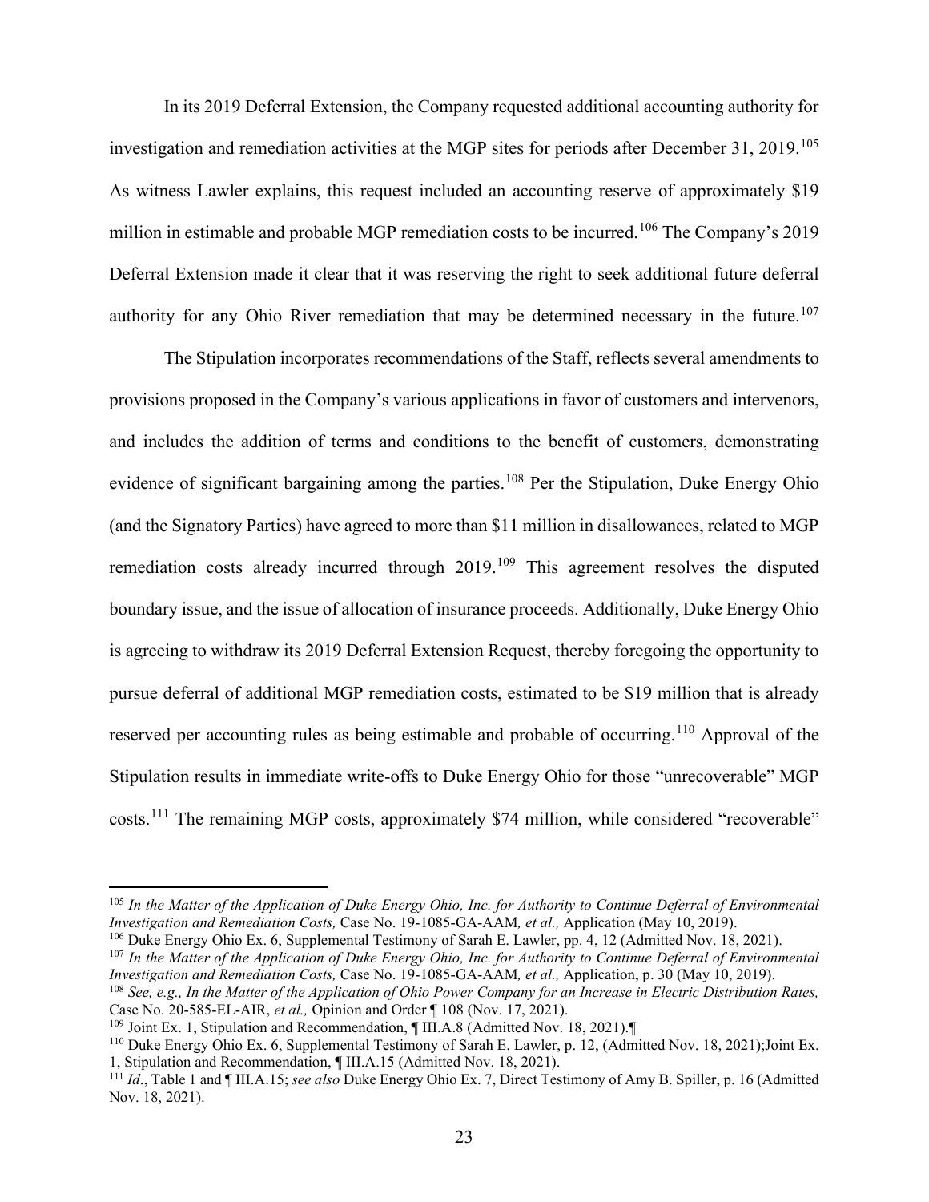In its 2019 Deferral Extension, the Company requested additional accounting authority for investigation and remediation activities at the MGP sites for periods after December 31, 2019.[105] As witness Lawler explains, this request included an accounting reserve of approximately $19 million in estimable and probable MGP remediation costs to be incurred.[106] The Company's 2019 Deferral Extension made it clear that it was reserving the right to seek additional future deferral authority for any Ohio River remediation that may be determined necessary in the future.[107]

The Stipulation incorporates recommendations of the Staff, reflects several amendments to provisions proposed in the Company's various applications in favor of customers and intervenors, and includes the addition of terms and conditions to the benefit of customers, demonstrating evidence of significant bargaining among the parties.[108] Per the Stipulation, Duke Energy Ohio (and the Signatory Parties) have agreed to more than $11 million in disallowances, related to MGP remediation costs already incurred through 2019.[109] This agreement resolves the disputed boundary issue, and the issue of allocation of insurance proceeds. Additionally, Duke Energy Ohio is agreeing to withdraw its 2019 Deferral Extension Request, thereby foregoing the opportunity to pursue deferral of additional MGP remediation costs, estimated to be $19 million that is already reserved per accounting rules as being estimable and probable of occurring.[110] Approval of the Stipulation results in immediate write-offs to Duke Energy Ohio for those "unrecoverable" MGP costs.[111] The remaining MGP costs, approximately $74 million, while considered "recoverable"

---

[105] *In the Matter of the Application of Duke Energy Ohio, Inc. for Authority to Continue Deferral of Environmental Investigation and Remediation Costs,* Case No. 19-1085-GA-AAM*, et al.,* Application (May 10, 2019).

[106] Duke Energy Ohio Ex. 6, Supplemental Testimony of Sarah E. Lawler, pp. 4, 12 (Admitted Nov. 18, 2021).

[107] *In the Matter of the Application of Duke Energy Ohio, Inc. for Authority to Continue Deferral of Environmental Investigation and Remediation Costs,* Case No. 19-1085-GA-AAM*, et al.,* Application, p. 30 (May 10, 2019).

[108] *See, e.g., In the Matter of the Application of Ohio Power Company for an Increase in Electric Distribution Rates,* Case No. 20-585-EL-AIR, *et al.,* Opinion and Order ¶ 108 (Nov. 17, 2021).

[109] Joint Ex. 1, Stipulation and Recommendation, ¶ III.A.8 (Admitted Nov. 18, 2021).¶

[110] Duke Energy Ohio Ex. 6, Supplemental Testimony of Sarah E. Lawler, p. 12, (Admitted Nov. 18, 2021);Joint Ex. 1, Stipulation and Recommendation, ¶ III.A.15 (Admitted Nov. 18, 2021).

[111] *Id*., Table 1 and ¶ III.A.15; *see also* Duke Energy Ohio Ex. 7, Direct Testimony of Amy B. Spiller, p. 16 (Admitted Nov. 18, 2021).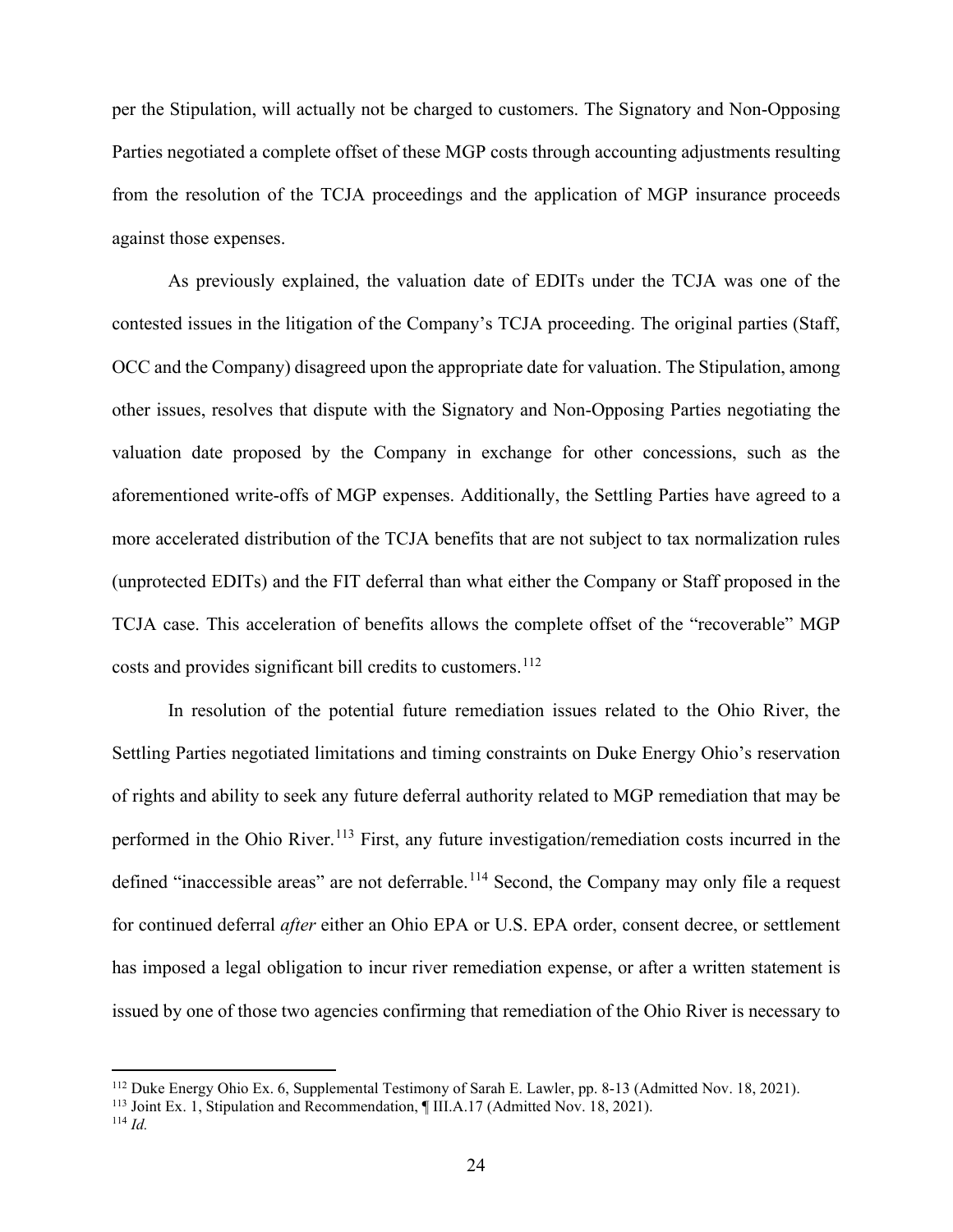per the Stipulation, will actually not be charged to customers. The Signatory and Non-Opposing Parties negotiated a complete offset of these MGP costs through accounting adjustments resulting from the resolution of the TCJA proceedings and the application of MGP insurance proceeds against those expenses.

As previously explained, the valuation date of EDITs under the TCJA was one of the contested issues in the litigation of the Company's TCJA proceeding. The original parties (Staff, OCC and the Company) disagreed upon the appropriate date for valuation. The Stipulation, among other issues, resolves that dispute with the Signatory and Non-Opposing Parties negotiating the valuation date proposed by the Company in exchange for other concessions, such as the aforementioned write-offs of MGP expenses. Additionally, the Settling Parties have agreed to a more accelerated distribution of the TCJA benefits that are not subject to tax normalization rules (unprotected EDITs) and the FIT deferral than what either the Company or Staff proposed in the TCJA case. This acceleration of benefits allows the complete offset of the "recoverable" MGP costs and provides significant bill credits to customers.[112]

In resolution of the potential future remediation issues related to the Ohio River, the Settling Parties negotiated limitations and timing constraints on Duke Energy Ohio's reservation of rights and ability to seek any future deferral authority related to MGP remediation that may be performed in the Ohio River.[113] First, any future investigation/remediation costs incurred in the defined "inaccessible areas" are not deferrable.[114] Second, the Company may only file a request for continued deferral *after* either an Ohio EPA or U.S. EPA order, consent decree, or settlement has imposed a legal obligation to incur river remediation expense, or after a written statement is issued by one of those two agencies confirming that remediation of the Ohio River is necessary to

---

[112] Duke Energy Ohio Ex. 6, Supplemental Testimony of Sarah E. Lawler, pp. 8-13 (Admitted Nov. 18, 2021).

[113] Joint Ex. 1, Stipulation and Recommendation, ¶ III.A.17 (Admitted Nov. 18, 2021).

[114] *Id.*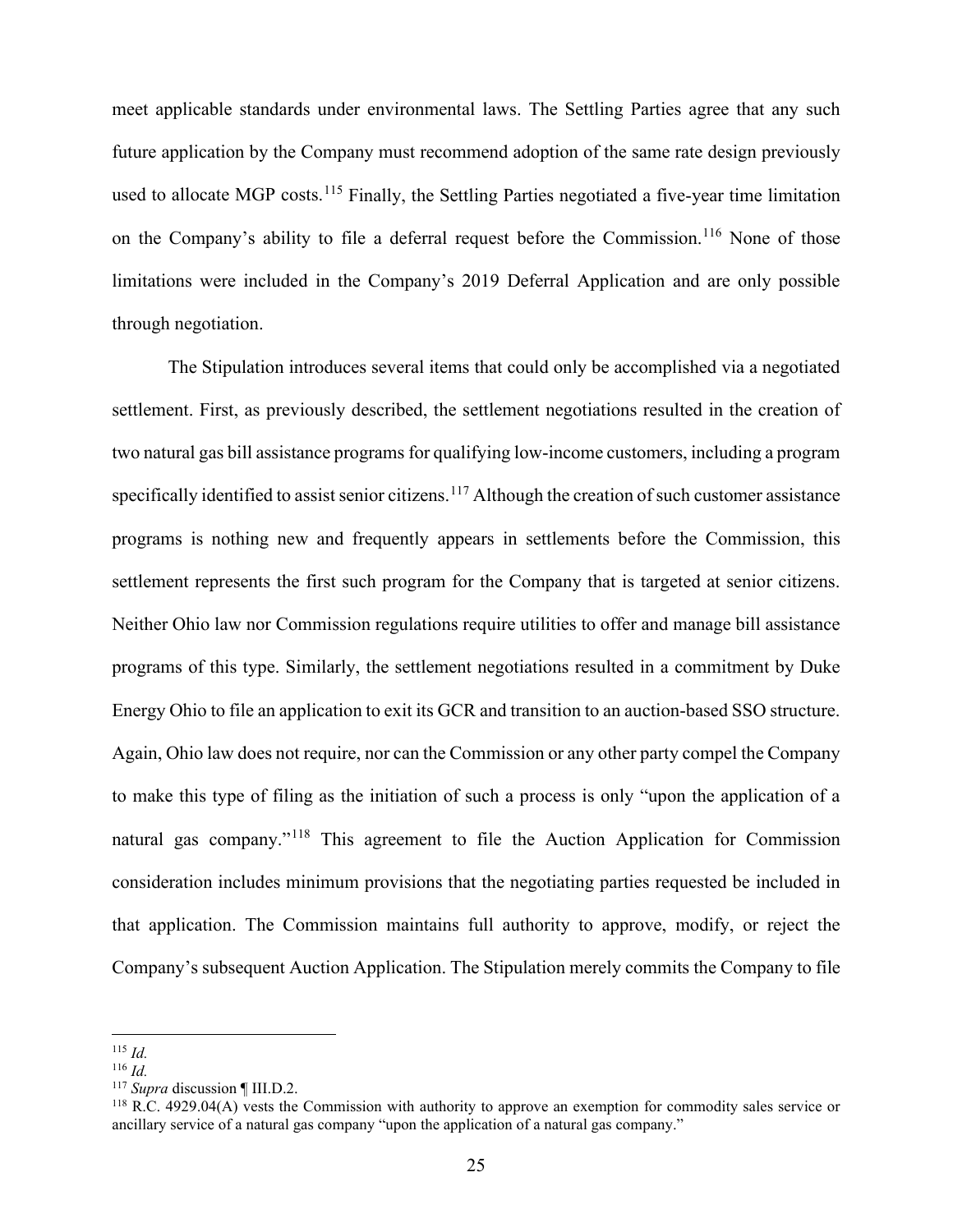meet applicable standards under environmental laws. The Settling Parties agree that any such future application by the Company must recommend adoption of the same rate design previously used to allocate MGP costs.[115] Finally, the Settling Parties negotiated a five-year time limitation on the Company's ability to file a deferral request before the Commission.[116] None of those limitations were included in the Company's 2019 Deferral Application and are only possible through negotiation.

The Stipulation introduces several items that could only be accomplished via a negotiated settlement. First, as previously described, the settlement negotiations resulted in the creation of two natural gas bill assistance programs for qualifying low-income customers, including a program specifically identified to assist senior citizens.[117] Although the creation of such customer assistance programs is nothing new and frequently appears in settlements before the Commission, this settlement represents the first such program for the Company that is targeted at senior citizens. Neither Ohio law nor Commission regulations require utilities to offer and manage bill assistance programs of this type. Similarly, the settlement negotiations resulted in a commitment by Duke Energy Ohio to file an application to exit its GCR and transition to an auction-based SSO structure. Again, Ohio law does not require, nor can the Commission or any other party compel the Company to make this type of filing as the initiation of such a process is only "upon the application of a natural gas company."[118] This agreement to file the Auction Application for Commission consideration includes minimum provisions that the negotiating parties requested be included in that application. The Commission maintains full authority to approve, modify, or reject the Company's subsequent Auction Application. The Stipulation merely commits the Company to file

---

[115] *Id.*

[116] *Id.*

[117] *Supra* discussion ¶ III.D.2.

[118] R.C. 4929.04(A) vests the Commission with authority to approve an exemption for commodity sales service or ancillary service of a natural gas company "upon the application of a natural gas company."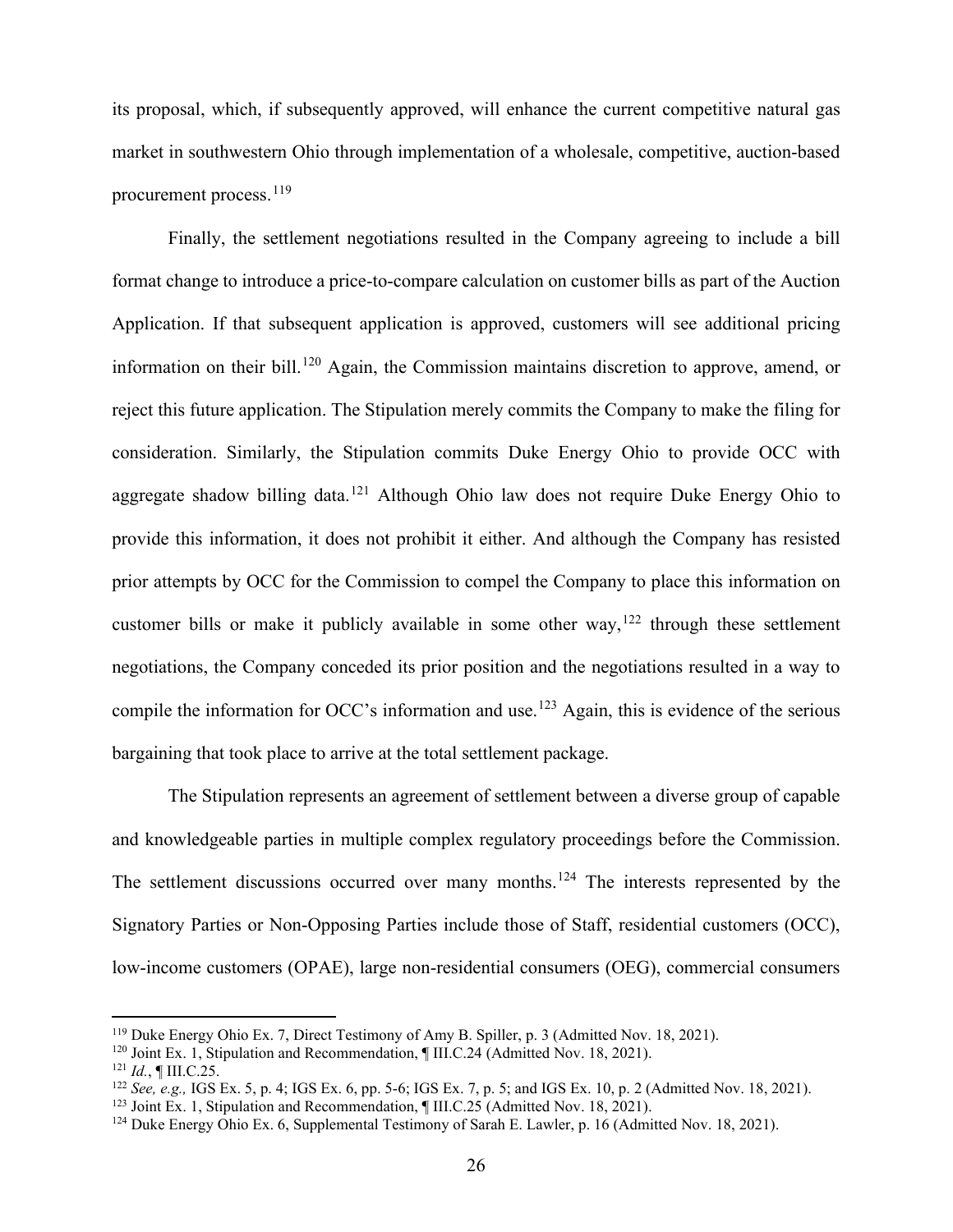its proposal, which, if subsequently approved, will enhance the current competitive natural gas market in southwestern Ohio through implementation of a wholesale, competitive, auction-based procurement process.[119]

Finally, the settlement negotiations resulted in the Company agreeing to include a bill format change to introduce a price-to-compare calculation on customer bills as part of the Auction Application. If that subsequent application is approved, customers will see additional pricing information on their bill.[120] Again, the Commission maintains discretion to approve, amend, or reject this future application. The Stipulation merely commits the Company to make the filing for consideration. Similarly, the Stipulation commits Duke Energy Ohio to provide OCC with aggregate shadow billing data.[121] Although Ohio law does not require Duke Energy Ohio to provide this information, it does not prohibit it either. And although the Company has resisted prior attempts by OCC for the Commission to compel the Company to place this information on customer bills or make it publicly available in some other way,[122] through these settlement negotiations, the Company conceded its prior position and the negotiations resulted in a way to compile the information for OCC's information and use.[123] Again, this is evidence of the serious bargaining that took place to arrive at the total settlement package.

The Stipulation represents an agreement of settlement between a diverse group of capable and knowledgeable parties in multiple complex regulatory proceedings before the Commission. The settlement discussions occurred over many months.[124] The interests represented by the Signatory Parties or Non-Opposing Parties include those of Staff, residential customers (OCC), low-income customers (OPAE), large non-residential consumers (OEG), commercial consumers

---

[119] Duke Energy Ohio Ex. 7, Direct Testimony of Amy B. Spiller, p. 3 (Admitted Nov. 18, 2021).

[120] Joint Ex. 1, Stipulation and Recommendation, ¶ III.C.24 (Admitted Nov. 18, 2021).

[121] *Id.*, ¶ III.C.25.

[122] *See, e.g.,* IGS Ex. 5, p. 4; IGS Ex. 6, pp. 5-6; IGS Ex. 7, p. 5; and IGS Ex. 10, p. 2 (Admitted Nov. 18, 2021).

[123] Joint Ex. 1, Stipulation and Recommendation, ¶ III.C25 (Admitted Nov. 18, 2021).

[124] Duke Energy Ohio Ex. 6, Supplemental Testimony of Sarah E. Lawler, p. 16 (Admitted Nov. 18, 2021).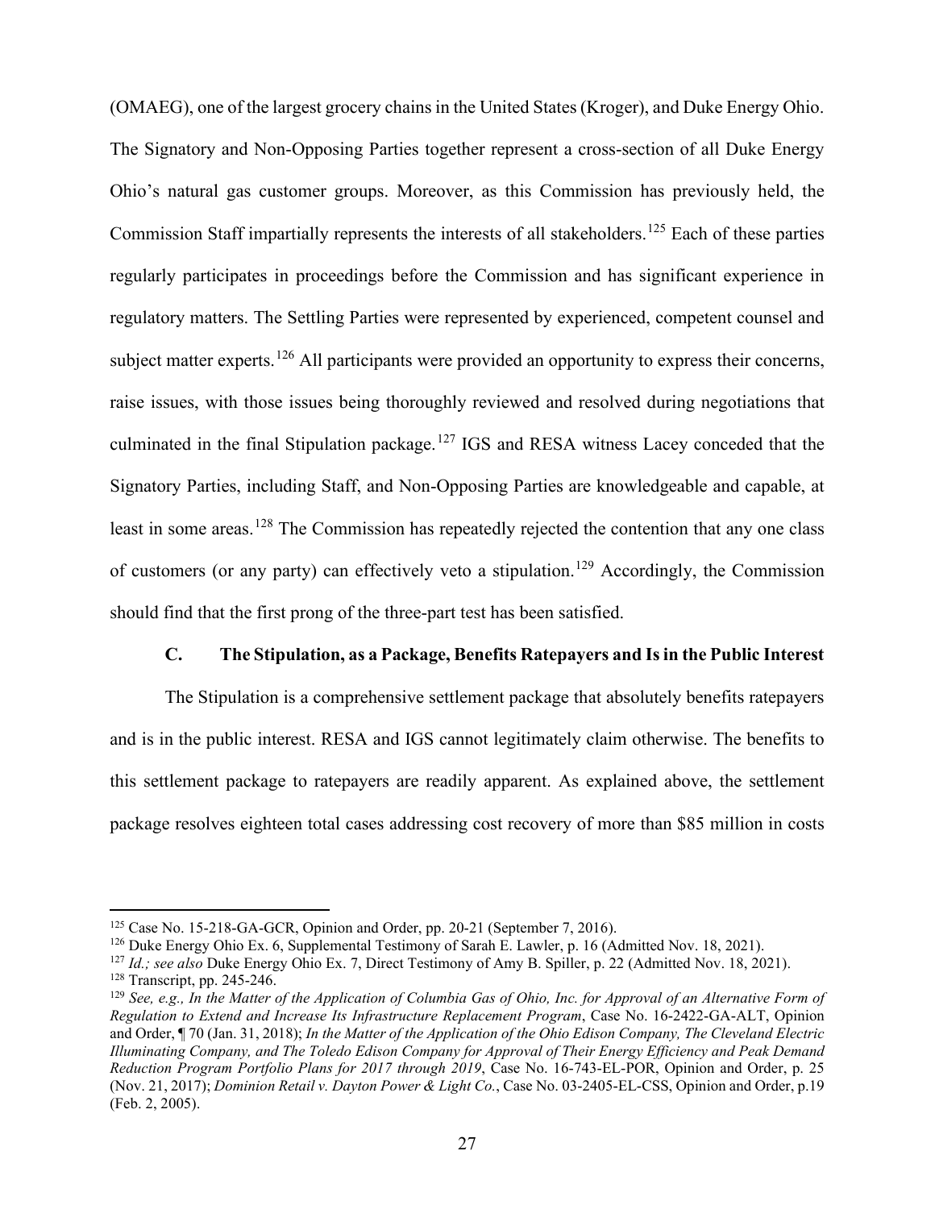(OMAEG), one of the largest grocery chains in the United States (Kroger), and Duke Energy Ohio. The Signatory and Non-Opposing Parties together represent a cross-section of all Duke Energy Ohio's natural gas customer groups. Moreover, as this Commission has previously held, the Commission Staff impartially represents the interests of all stakeholders.[125] Each of these parties regularly participates in proceedings before the Commission and has significant experience in regulatory matters. The Settling Parties were represented by experienced, competent counsel and subject matter experts.[126] All participants were provided an opportunity to express their concerns, raise issues, with those issues being thoroughly reviewed and resolved during negotiations that culminated in the final Stipulation package.[127] IGS and RESA witness Lacey conceded that the Signatory Parties, including Staff, and Non-Opposing Parties are knowledgeable and capable, at least in some areas.[128] The Commission has repeatedly rejected the contention that any one class of customers (or any party) can effectively veto a stipulation.[129] Accordingly, the Commission should find that the first prong of the three-part test has been satisfied.

### C. The Stipulation, as a Package, Benefits Ratepayers and Is in the Public Interest

The Stipulation is a comprehensive settlement package that absolutely benefits ratepayers and is in the public interest. RESA and IGS cannot legitimately claim otherwise. The benefits to this settlement package to ratepayers are readily apparent. As explained above, the settlement package resolves eighteen total cases addressing cost recovery of more than $85 million in costs

---

[125] Case No. 15-218-GA-GCR, Opinion and Order, pp. 20-21 (September 7, 2016).

[126] Duke Energy Ohio Ex. 6, Supplemental Testimony of Sarah E. Lawler, p. 16 (Admitted Nov. 18, 2021).

[127] *Id.; see also* Duke Energy Ohio Ex. 7, Direct Testimony of Amy B. Spiller, p. 22 (Admitted Nov. 18, 2021).

[128] Transcript, pp. 245-246.

[129] *See, e.g., In the Matter of the Application of Columbia Gas of Ohio, Inc. for Approval of an Alternative Form of Regulation to Extend and Increase Its Infrastructure Replacement Program*, Case No. 16-2422-GA-ALT, Opinion and Order, ¶ 70 (Jan. 31, 2018); *In the Matter of the Application of the Ohio Edison Company, The Cleveland Electric Illuminating Company, and The Toledo Edison Company for Approval of Their Energy Efficiency and Peak Demand Reduction Program Portfolio Plans for 2017 through 2019*, Case No. 16-743-EL-POR, Opinion and Order, p. 25 (Nov. 21, 2017); *Dominion Retail v. Dayton Power & Light Co.*, Case No. 03-2405-EL-CSS, Opinion and Order, p.19 (Feb. 2, 2005).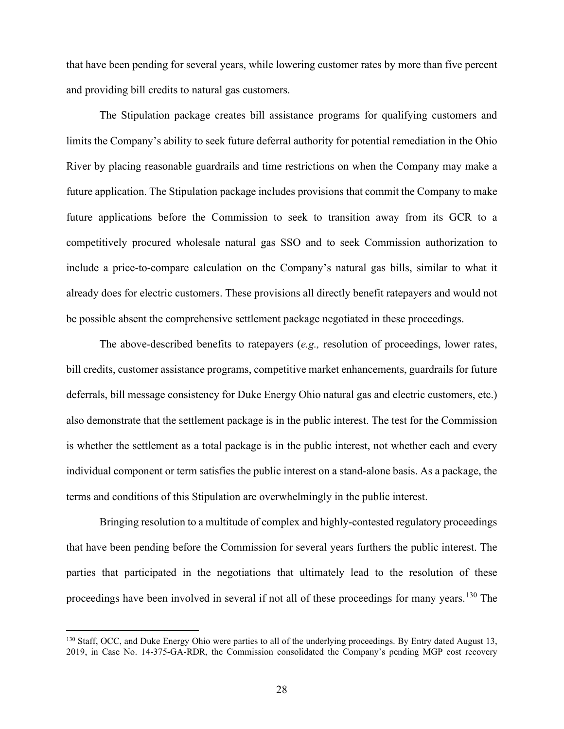that have been pending for several years, while lowering customer rates by more than five percent and providing bill credits to natural gas customers.

The Stipulation package creates bill assistance programs for qualifying customers and limits the Company's ability to seek future deferral authority for potential remediation in the Ohio River by placing reasonable guardrails and time restrictions on when the Company may make a future application. The Stipulation package includes provisions that commit the Company to make future applications before the Commission to seek to transition away from its GCR to a competitively procured wholesale natural gas SSO and to seek Commission authorization to include a price-to-compare calculation on the Company's natural gas bills, similar to what it already does for electric customers. These provisions all directly benefit ratepayers and would not be possible absent the comprehensive settlement package negotiated in these proceedings.

The above-described benefits to ratepayers (*e.g.,* resolution of proceedings, lower rates, bill credits, customer assistance programs, competitive market enhancements, guardrails for future deferrals, bill message consistency for Duke Energy Ohio natural gas and electric customers, etc.) also demonstrate that the settlement package is in the public interest. The test for the Commission is whether the settlement as a total package is in the public interest, not whether each and every individual component or term satisfies the public interest on a stand-alone basis. As a package, the terms and conditions of this Stipulation are overwhelmingly in the public interest.

Bringing resolution to a multitude of complex and highly-contested regulatory proceedings that have been pending before the Commission for several years furthers the public interest. The parties that participated in the negotiations that ultimately lead to the resolution of these proceedings have been involved in several if not all of these proceedings for many years.[130] The

[130] Staff, OCC, and Duke Energy Ohio were parties to all of the underlying proceedings. By Entry dated August 13, 2019, in Case No. 14-375-GA-RDR, the Commission consolidated the Company's pending MGP cost recovery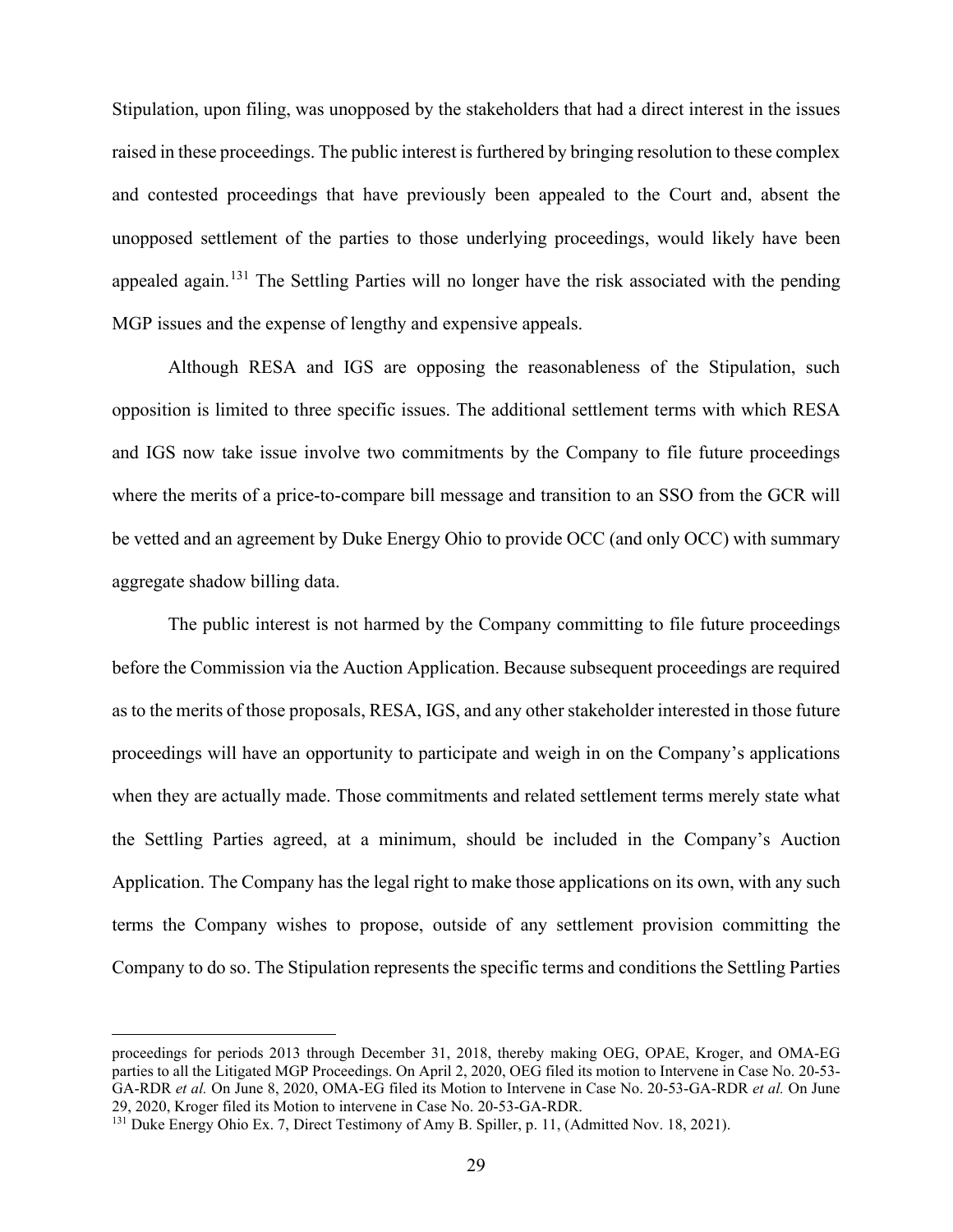Stipulation, upon filing, was unopposed by the stakeholders that had a direct interest in the issues raised in these proceedings. The public interest is furthered by bringing resolution to these complex and contested proceedings that have previously been appealed to the Court and, absent the unopposed settlement of the parties to those underlying proceedings, would likely have been appealed again.[131] The Settling Parties will no longer have the risk associated with the pending MGP issues and the expense of lengthy and expensive appeals.

Although RESA and IGS are opposing the reasonableness of the Stipulation, such opposition is limited to three specific issues. The additional settlement terms with which RESA and IGS now take issue involve two commitments by the Company to file future proceedings where the merits of a price-to-compare bill message and transition to an SSO from the GCR will be vetted and an agreement by Duke Energy Ohio to provide OCC (and only OCC) with summary aggregate shadow billing data.

The public interest is not harmed by the Company committing to file future proceedings before the Commission via the Auction Application. Because subsequent proceedings are required as to the merits of those proposals, RESA, IGS, and any other stakeholder interested in those future proceedings will have an opportunity to participate and weigh in on the Company's applications when they are actually made. Those commitments and related settlement terms merely state what the Settling Parties agreed, at a minimum, should be included in the Company's Auction Application. The Company has the legal right to make those applications on its own, with any such terms the Company wishes to propose, outside of any settlement provision committing the Company to do so. The Stipulation represents the specific terms and conditions the Settling Parties

---

proceedings for periods 2013 through December 31, 2018, thereby making OEG, OPAE, Kroger, and OMA-EG parties to all the Litigated MGP Proceedings. On April 2, 2020, OEG filed its motion to Intervene in Case No. 20-53-GA-RDR *et al.* On June 8, 2020, OMA-EG filed its Motion to Intervene in Case No. 20-53-GA-RDR *et al.* On June 29, 2020, Kroger filed its Motion to intervene in Case No. 20-53-GA-RDR.

[131] Duke Energy Ohio Ex. 7, Direct Testimony of Amy B. Spiller, p. 11, (Admitted Nov. 18, 2021).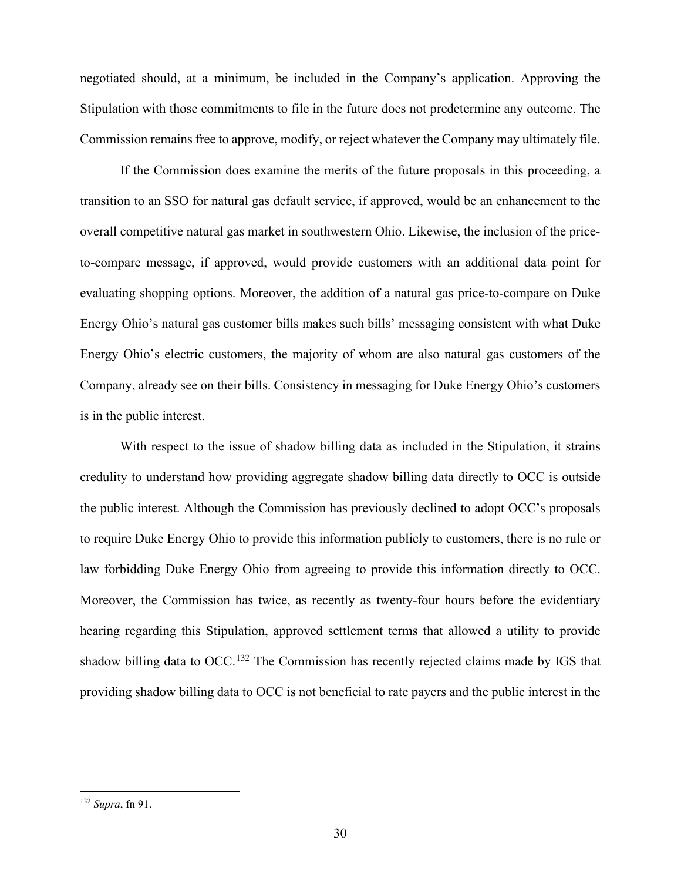negotiated should, at a minimum, be included in the Company's application. Approving the Stipulation with those commitments to file in the future does not predetermine any outcome. The Commission remains free to approve, modify, or reject whatever the Company may ultimately file.

If the Commission does examine the merits of the future proposals in this proceeding, a transition to an SSO for natural gas default service, if approved, would be an enhancement to the overall competitive natural gas market in southwestern Ohio. Likewise, the inclusion of the price-to-compare message, if approved, would provide customers with an additional data point for evaluating shopping options. Moreover, the addition of a natural gas price-to-compare on Duke Energy Ohio's natural gas customer bills makes such bills' messaging consistent with what Duke Energy Ohio's electric customers, the majority of whom are also natural gas customers of the Company, already see on their bills. Consistency in messaging for Duke Energy Ohio's customers is in the public interest.

With respect to the issue of shadow billing data as included in the Stipulation, it strains credulity to understand how providing aggregate shadow billing data directly to OCC is outside the public interest. Although the Commission has previously declined to adopt OCC's proposals to require Duke Energy Ohio to provide this information publicly to customers, there is no rule or law forbidding Duke Energy Ohio from agreeing to provide this information directly to OCC. Moreover, the Commission has twice, as recently as twenty-four hours before the evidentiary hearing regarding this Stipulation, approved settlement terms that allowed a utility to provide shadow billing data to OCC.[132] The Commission has recently rejected claims made by IGS that providing shadow billing data to OCC is not beneficial to rate payers and the public interest in the

[132] *Supra*, fn 91.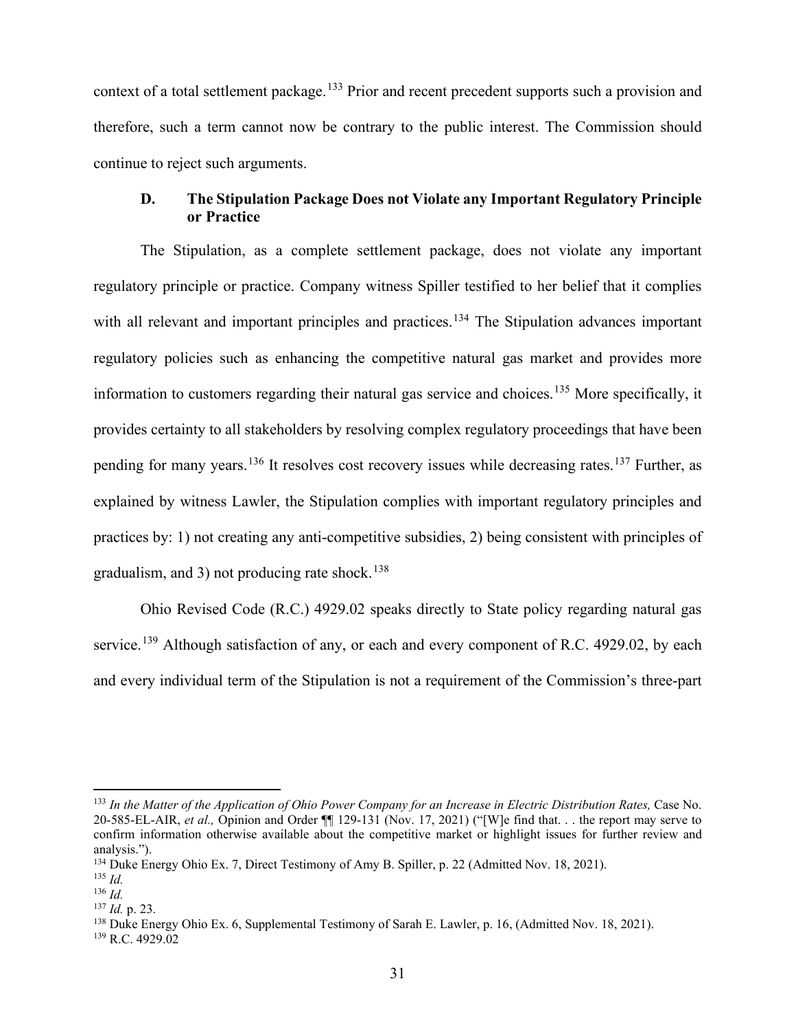context of a total settlement package.[133] Prior and recent precedent supports such a provision and therefore, such a term cannot now be contrary to the public interest. The Commission should continue to reject such arguments.

### D. The Stipulation Package Does not Violate any Important Regulatory Principle or Practice

The Stipulation, as a complete settlement package, does not violate any important regulatory principle or practice. Company witness Spiller testified to her belief that it complies with all relevant and important principles and practices.[134] The Stipulation advances important regulatory policies such as enhancing the competitive natural gas market and provides more information to customers regarding their natural gas service and choices.[135] More specifically, it provides certainty to all stakeholders by resolving complex regulatory proceedings that have been pending for many years.[136] It resolves cost recovery issues while decreasing rates.[137] Further, as explained by witness Lawler, the Stipulation complies with important regulatory principles and practices by: 1) not creating any anti-competitive subsidies, 2) being consistent with principles of gradualism, and 3) not producing rate shock.[138]

Ohio Revised Code (R.C.) 4929.02 speaks directly to State policy regarding natural gas service.[139] Although satisfaction of any, or each and every component of R.C. 4929.02, by each and every individual term of the Stipulation is not a requirement of the Commission's three-part

---

[133] *In the Matter of the Application of Ohio Power Company for an Increase in Electric Distribution Rates,* Case No. 20-585-EL-AIR, *et al.,* Opinion and Order ¶¶ 129-131 (Nov. 17, 2021) ("[W]e find that. . . the report may serve to confirm information otherwise available about the competitive market or highlight issues for further review and analysis.").

[134] Duke Energy Ohio Ex. 7, Direct Testimony of Amy B. Spiller, p. 22 (Admitted Nov. 18, 2021).

[135] *Id.*

[136] *Id.*

[137] *Id.* p. 23.

[138] Duke Energy Ohio Ex. 6, Supplemental Testimony of Sarah E. Lawler, p. 16, (Admitted Nov. 18, 2021).

[139] R.C. 4929.02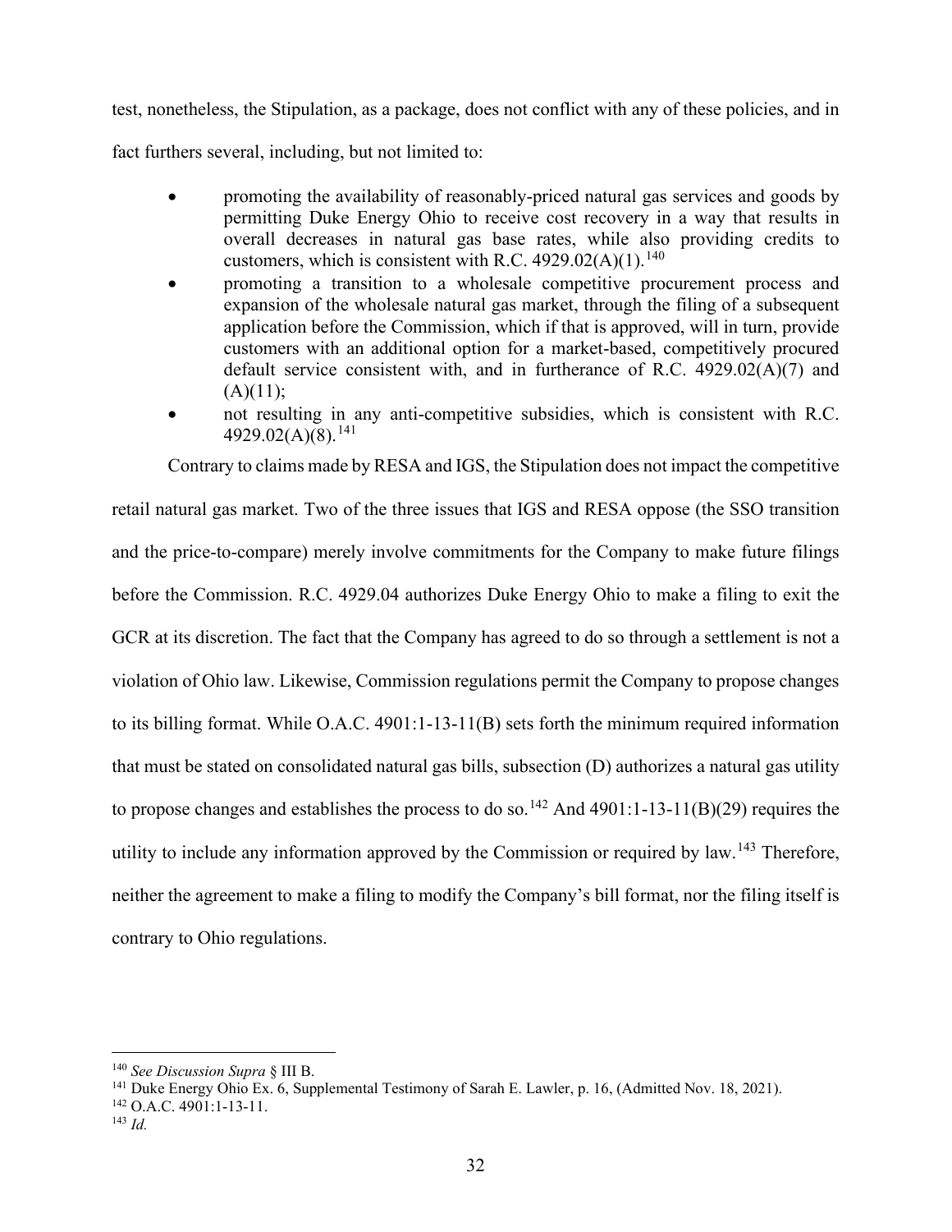test, nonetheless, the Stipulation, as a package, does not conflict with any of these policies, and in fact furthers several, including, but not limited to:

- promoting the availability of reasonably-priced natural gas services and goods by permitting Duke Energy Ohio to receive cost recovery in a way that results in overall decreases in natural gas base rates, while also providing credits to customers, which is consistent with R.C. 4929.02(A)(1).[140]
- promoting a transition to a wholesale competitive procurement process and expansion of the wholesale natural gas market, through the filing of a subsequent application before the Commission, which if that is approved, will in turn, provide customers with an additional option for a market-based, competitively procured default service consistent with, and in furtherance of R.C. 4929.02(A)(7) and (A)(11);
- not resulting in any anti-competitive subsidies, which is consistent with R.C. 4929.02(A)(8).[141]

Contrary to claims made by RESA and IGS, the Stipulation does not impact the competitive retail natural gas market. Two of the three issues that IGS and RESA oppose (the SSO transition and the price-to-compare) merely involve commitments for the Company to make future filings before the Commission. R.C. 4929.04 authorizes Duke Energy Ohio to make a filing to exit the GCR at its discretion. The fact that the Company has agreed to do so through a settlement is not a violation of Ohio law. Likewise, Commission regulations permit the Company to propose changes to its billing format. While O.A.C. 4901:1-13-11(B) sets forth the minimum required information that must be stated on consolidated natural gas bills, subsection (D) authorizes a natural gas utility to propose changes and establishes the process to do so.[142] And 4901:1-13-11(B)(29) requires the utility to include any information approved by the Commission or required by law.[143] Therefore, neither the agreement to make a filing to modify the Company's bill format, nor the filing itself is contrary to Ohio regulations.

---

[140] *See Discussion Supra* § III B.

[141] Duke Energy Ohio Ex. 6, Supplemental Testimony of Sarah E. Lawler, p. 16, (Admitted Nov. 18, 2021).

[142] O.A.C. 4901:1-13-11.

[143] *Id.*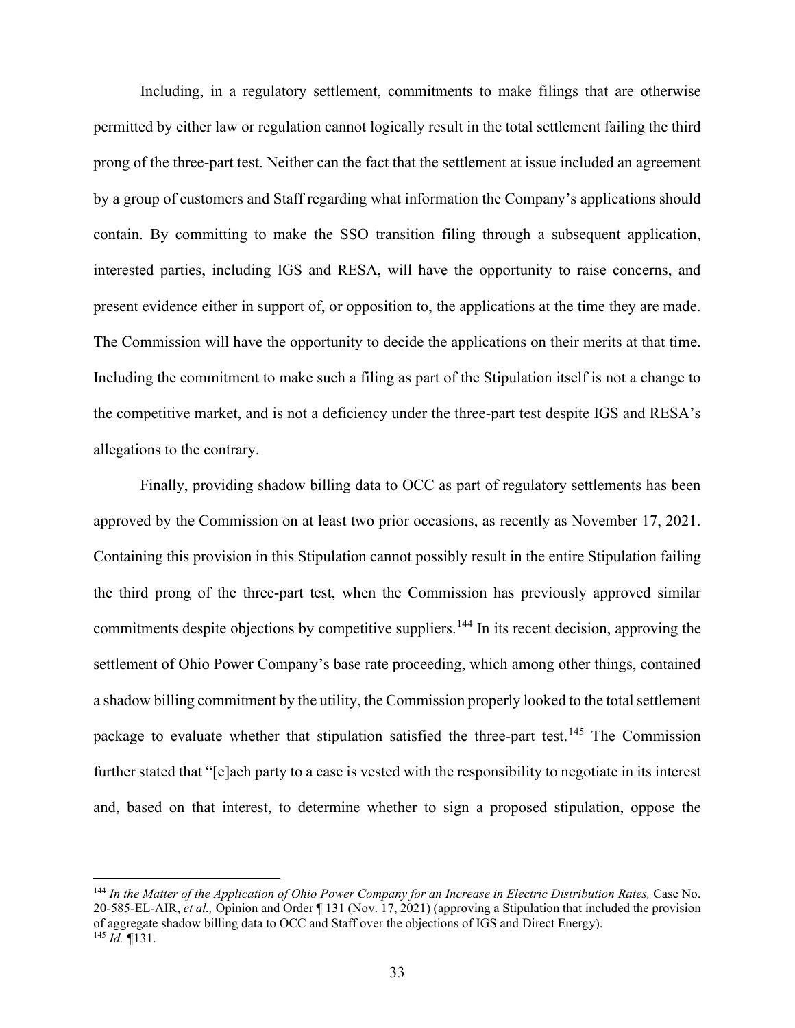Including, in a regulatory settlement, commitments to make filings that are otherwise permitted by either law or regulation cannot logically result in the total settlement failing the third prong of the three-part test. Neither can the fact that the settlement at issue included an agreement by a group of customers and Staff regarding what information the Company's applications should contain. By committing to make the SSO transition filing through a subsequent application, interested parties, including IGS and RESA, will have the opportunity to raise concerns, and present evidence either in support of, or opposition to, the applications at the time they are made. The Commission will have the opportunity to decide the applications on their merits at that time. Including the commitment to make such a filing as part of the Stipulation itself is not a change to the competitive market, and is not a deficiency under the three-part test despite IGS and RESA's allegations to the contrary.

Finally, providing shadow billing data to OCC as part of regulatory settlements has been approved by the Commission on at least two prior occasions, as recently as November 17, 2021. Containing this provision in this Stipulation cannot possibly result in the entire Stipulation failing the third prong of the three-part test, when the Commission has previously approved similar commitments despite objections by competitive suppliers.[144] In its recent decision, approving the settlement of Ohio Power Company's base rate proceeding, which among other things, contained a shadow billing commitment by the utility, the Commission properly looked to the total settlement package to evaluate whether that stipulation satisfied the three-part test.[145] The Commission further stated that "[e]ach party to a case is vested with the responsibility to negotiate in its interest and, based on that interest, to determine whether to sign a proposed stipulation, oppose the

---

[144] *In the Matter of the Application of Ohio Power Company for an Increase in Electric Distribution Rates,* Case No. 20-585-EL-AIR, *et al.,* Opinion and Order ¶ 131 (Nov. 17, 2021) (approving a Stipulation that included the provision of aggregate shadow billing data to OCC and Staff over the objections of IGS and Direct Energy).

[145] *Id.* ¶131.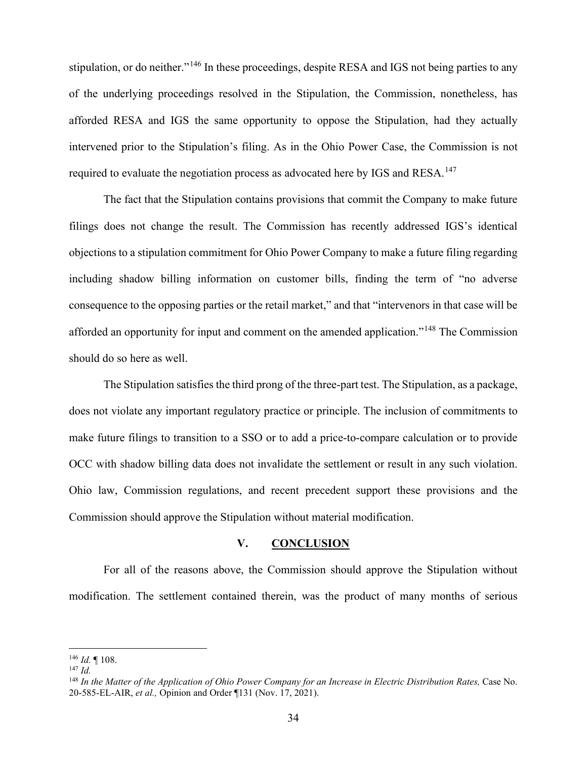stipulation, or do neither."[146] In these proceedings, despite RESA and IGS not being parties to any of the underlying proceedings resolved in the Stipulation, the Commission, nonetheless, has afforded RESA and IGS the same opportunity to oppose the Stipulation, had they actually intervened prior to the Stipulation's filing. As in the Ohio Power Case, the Commission is not required to evaluate the negotiation process as advocated here by IGS and RESA.[147]

The fact that the Stipulation contains provisions that commit the Company to make future filings does not change the result. The Commission has recently addressed IGS's identical objections to a stipulation commitment for Ohio Power Company to make a future filing regarding including shadow billing information on customer bills, finding the term of "no adverse consequence to the opposing parties or the retail market," and that "intervenors in that case will be afforded an opportunity for input and comment on the amended application."[148] The Commission should do so here as well.

The Stipulation satisfies the third prong of the three-part test. The Stipulation, as a package, does not violate any important regulatory practice or principle. The inclusion of commitments to make future filings to transition to a SSO or to add a price-to-compare calculation or to provide OCC with shadow billing data does not invalidate the settlement or result in any such violation. Ohio law, Commission regulations, and recent precedent support these provisions and the Commission should approve the Stipulation without material modification.

## V. CONCLUSION

For all of the reasons above, the Commission should approve the Stipulation without modification. The settlement contained therein, was the product of many months of serious

---

[146] *Id.* ¶ 108.

[147] *Id.*

[148] *In the Matter of the Application of Ohio Power Company for an Increase in Electric Distribution Rates,* Case No. 20-585-EL-AIR, *et al.,* Opinion and Order ¶131 (Nov. 17, 2021).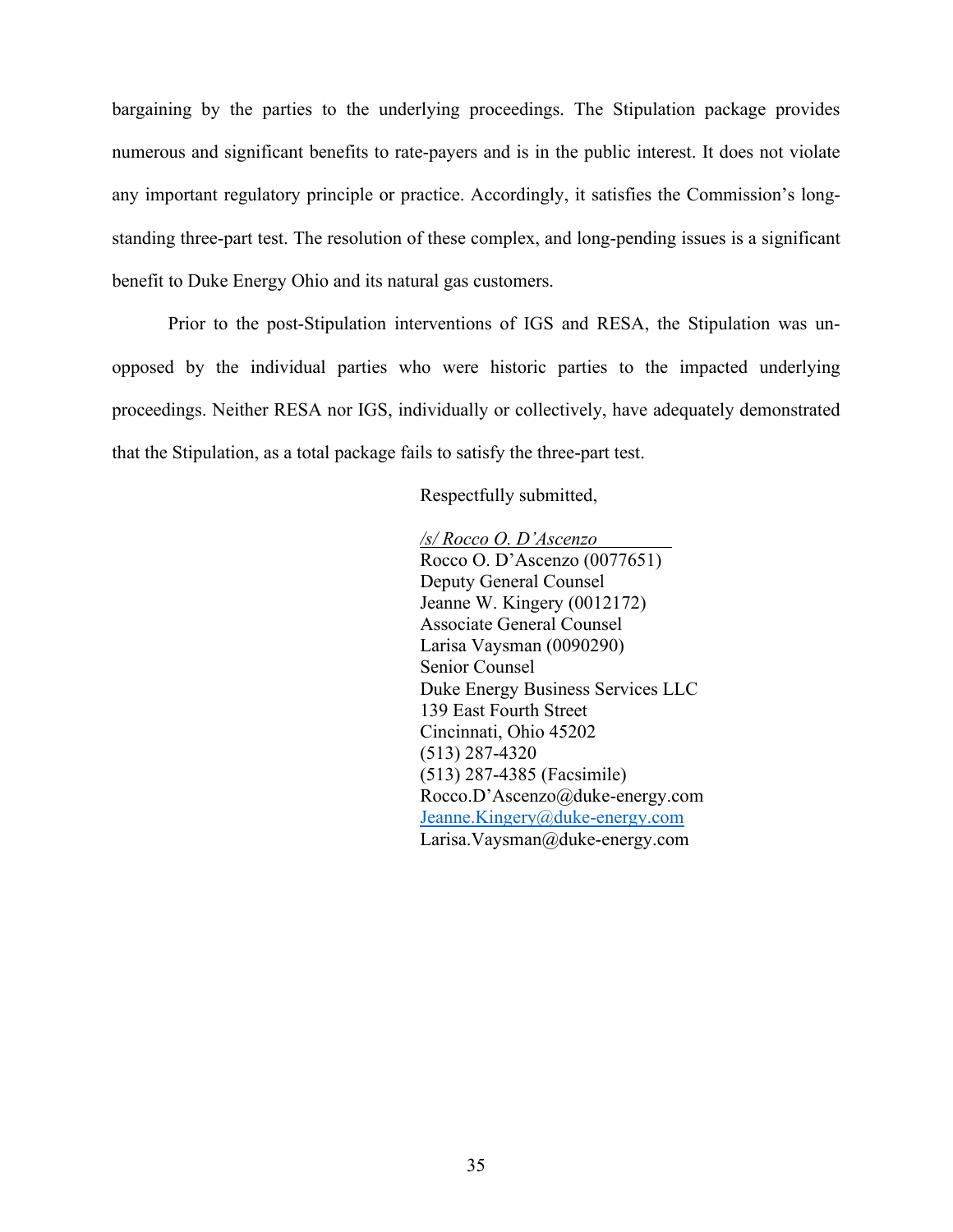bargaining by the parties to the underlying proceedings. The Stipulation package provides numerous and significant benefits to rate-payers and is in the public interest. It does not violate any important regulatory principle or practice. Accordingly, it satisfies the Commission's long-standing three-part test. The resolution of these complex, and long-pending issues is a significant benefit to Duke Energy Ohio and its natural gas customers.

Prior to the post-Stipulation interventions of IGS and RESA, the Stipulation was un-opposed by the individual parties who were historic parties to the impacted underlying proceedings. Neither RESA nor IGS, individually or collectively, have adequately demonstrated that the Stipulation, as a total package fails to satisfy the three-part test.

Respectfully submitted,

*/s/ Rocco O. D'Ascenzo*
Rocco O. D'Ascenzo (0077651)
Deputy General Counsel
Jeanne W. Kingery (0012172)
Associate General Counsel
Larisa Vaysman (0090290)
Senior Counsel
Duke Energy Business Services LLC
139 East Fourth Street
Cincinnati, Ohio 45202
(513) 287-4320
(513) 287-4385 (Facsimile)
Rocco.D'Ascenzo@duke-energy.com
Jeanne.Kingery@duke-energy.com
Larisa.Vaysman@duke-energy.com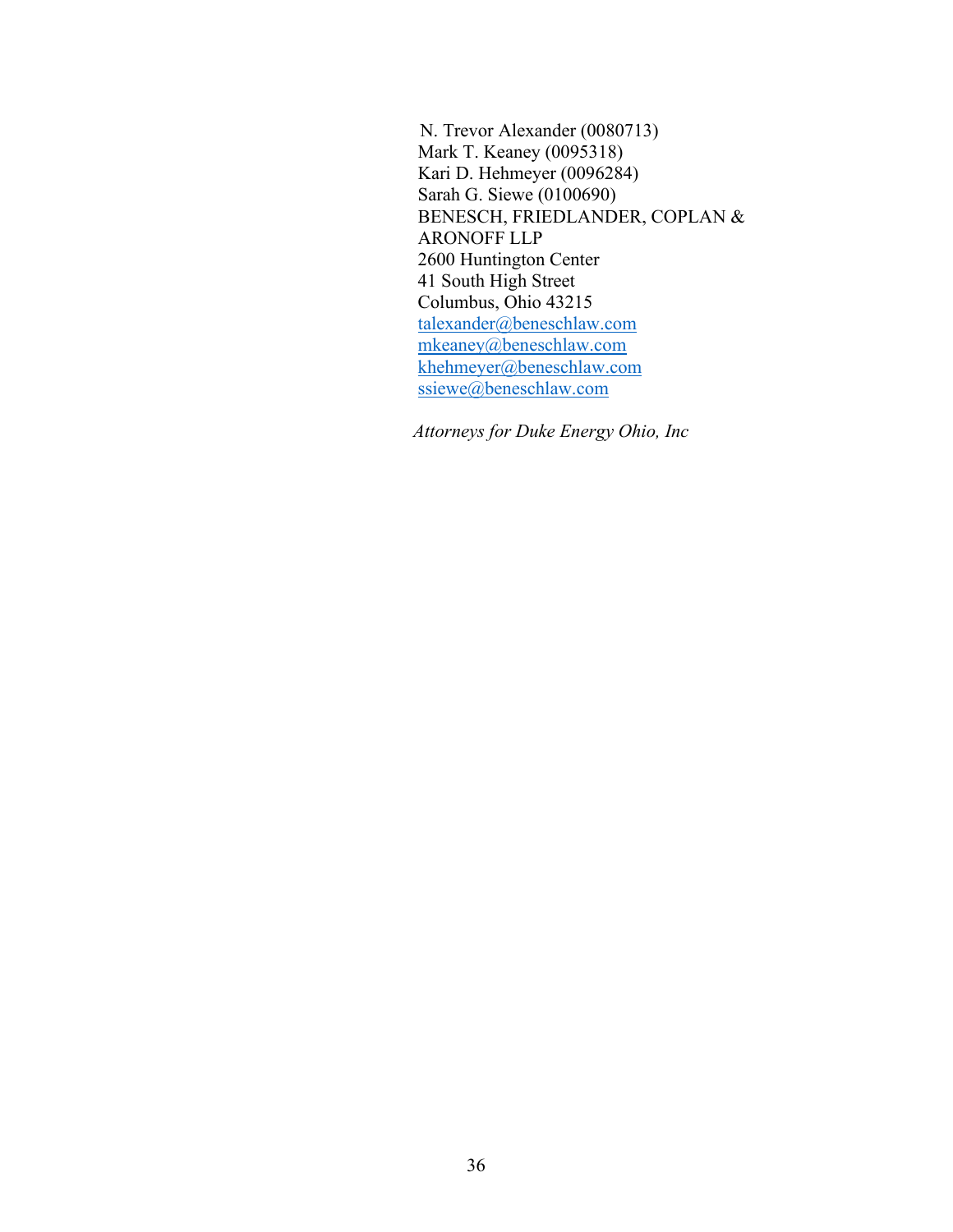N. Trevor Alexander (0080713)  
Mark T. Keaney (0095318)  
Kari D. Hehmeyer (0096284)  
Sarah G. Siewe (0100690)  
BENESCH, FRIEDLANDER, COPLAN & ARONOFF LLP  
2600 Huntington Center  
41 South High Street  
Columbus, Ohio 43215  
talexander@beneschlaw.com  
mkeaney@beneschlaw.com  
khehmeyer@beneschlaw.com  
ssiewe@beneschlaw.com

*Attorneys for Duke Energy Ohio, Inc*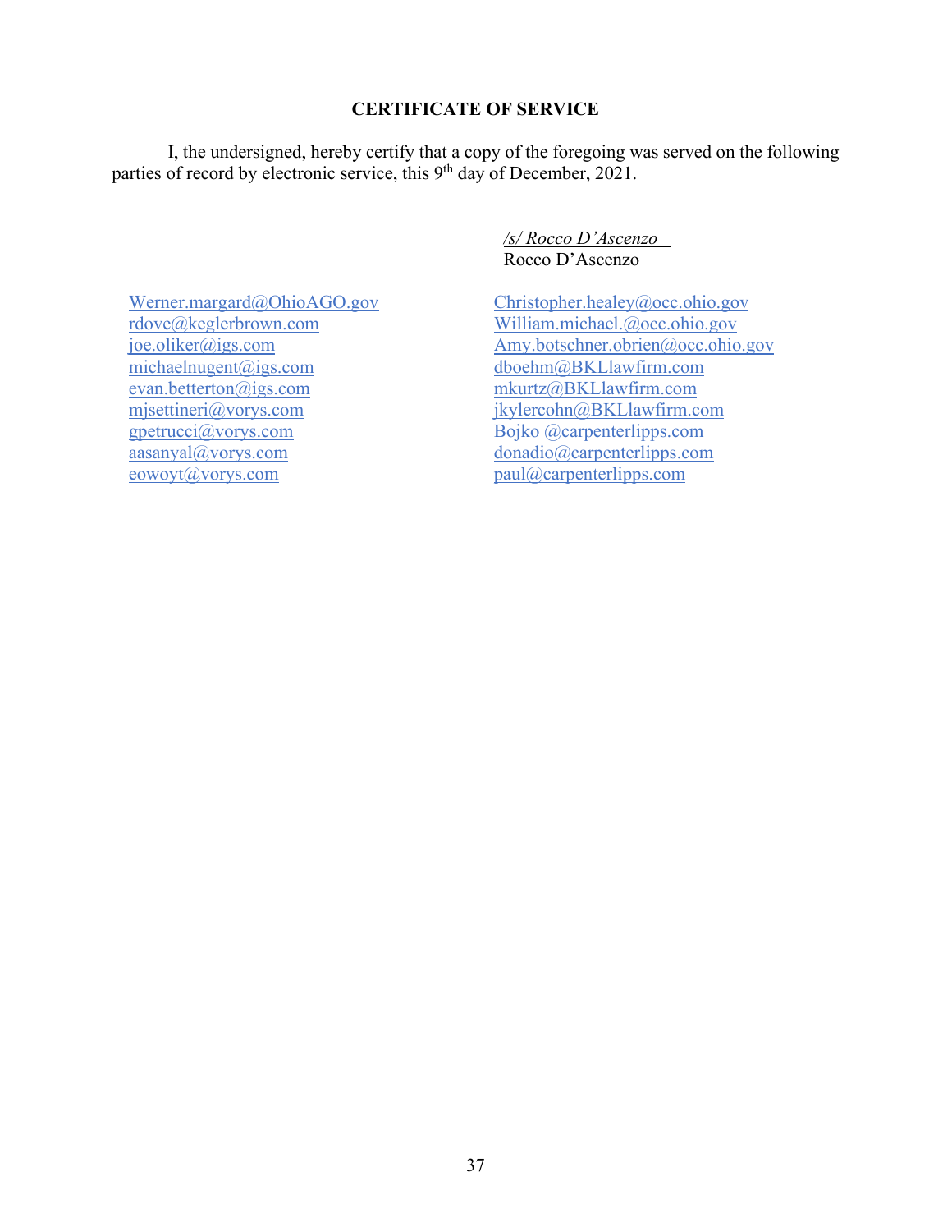**CERTIFICATE OF SERVICE**

I, the undersigned, hereby certify that a copy of the foregoing was served on the following parties of record by electronic service, this 9th day of December, 2021.

*/s/ Rocco D'Ascenzo*
Rocco D'Ascenzo

Werner.margard@OhioAGO.gov
rdove@keglerbrown.com
joe.oliker@igs.com
michaelnugent@igs.com
evan.betterton@igs.com
mjsettineri@vorys.com
gpetrucci@vorys.com
aasanyal@vorys.com
eowoyt@vorys.com
Christopher.healey@occ.ohio.gov
William.michael.@occ.ohio.gov
Amy.botschner.obrien@occ.ohio.gov
dboehm@BKLlawfirm.com
mkurtz@BKLlawfirm.com
jkylercohn@BKLlawfirm.com
Bojko @carpenterlipps.com
donadio@carpenterlipps.com
paul@carpenterlipps.com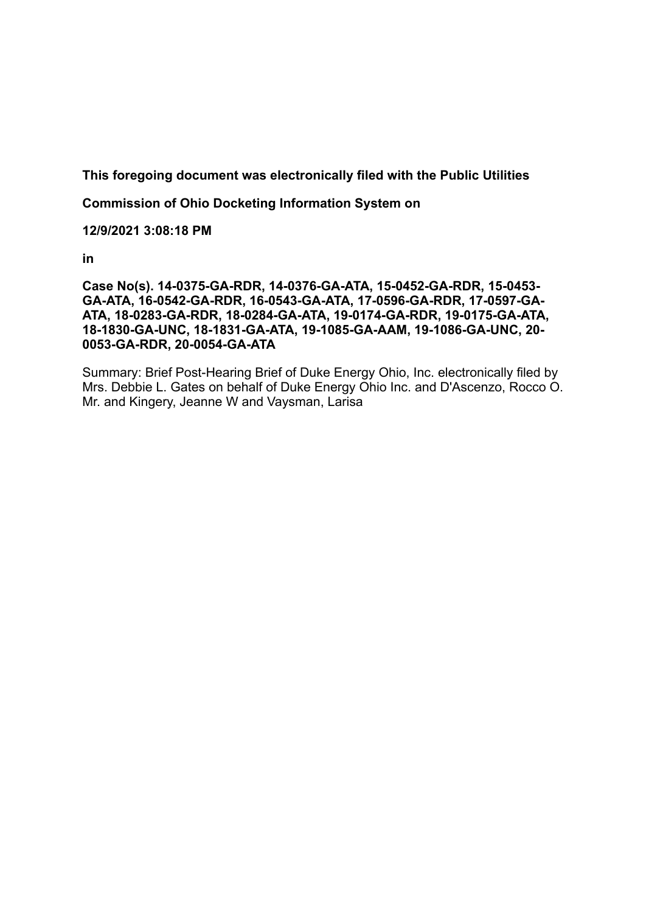**This foregoing document was electronically filed with the Public Utilities**

**Commission of Ohio Docketing Information System on**

**12/9/2021 3:08:18 PM**

**in**

**Case No(s). 14-0375-GA-RDR, 14-0376-GA-ATA, 15-0452-GA-RDR, 15-0453-GA-ATA, 16-0542-GA-RDR, 16-0543-GA-ATA, 17-0596-GA-RDR, 17-0597-GA-ATA, 18-0283-GA-RDR, 18-0284-GA-ATA, 19-0174-GA-RDR, 19-0175-GA-ATA, 18-1830-GA-UNC, 18-1831-GA-ATA, 19-1085-GA-AAM, 19-1086-GA-UNC, 20-0053-GA-RDR, 20-0054-GA-ATA**

Summary: Brief Post-Hearing Brief of Duke Energy Ohio, Inc. electronically filed by Mrs. Debbie L. Gates on behalf of Duke Energy Ohio Inc. and D'Ascenzo, Rocco O. Mr. and Kingery, Jeanne W and Vaysman, Larisa